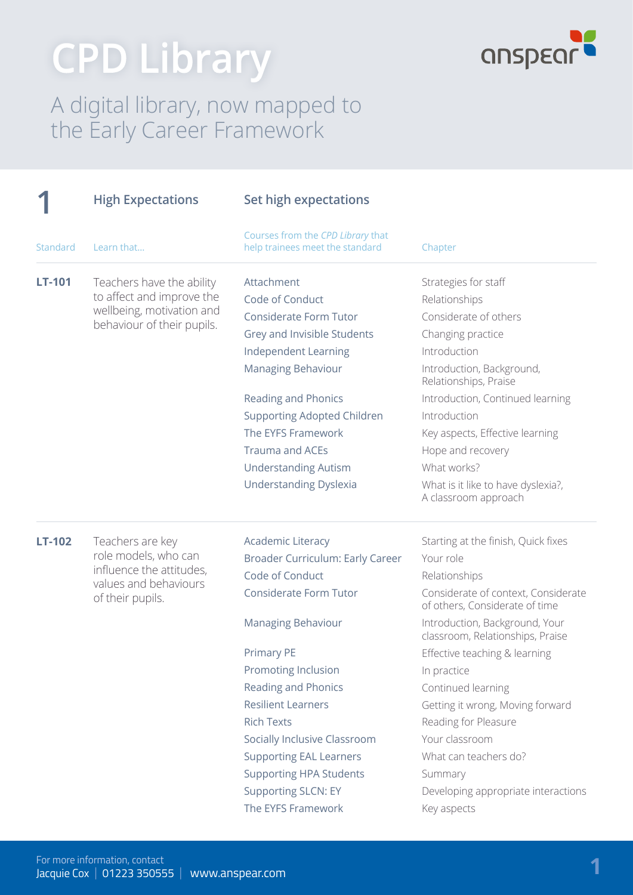# CPD Library

A digital library, now mapped to the Early Career Framework

## 1 High Expectations — Set high expectations

| Standard | Learn that... | Courses from the *CPD Library* that help trainees meet the standard | Chapter |
|---|---|---|---|
| **LT-101** | Teachers have the ability to affect and improve the wellbeing, motivation and behaviour of their pupils. | Attachment | Strategies for staff |
| | | Code of Conduct | Relationships |
| | | Considerate Form Tutor | Considerate of others |
| | | Grey and Invisible Students | Changing practice |
| | | Independent Learning | Introduction |
| | | Managing Behaviour | Introduction, Background, Relationships, Praise |
| | | Reading and Phonics | Introduction, Continued learning |
| | | Supporting Adopted Children | Introduction |
| | | The EYFS Framework | Key aspects, Effective learning |
| | | Trauma and ACEs | Hope and recovery |
| | | Understanding Autism | What works? |
| | | Understanding Dyslexia | What is it like to have dyslexia?, A classroom approach |
| **LT-102** | Teachers are key role models, who can influence the attitudes, values and behaviours of their pupils. | Academic Literacy | Starting at the finish, Quick fixes |
| | | Broader Curriculum: Early Career | Your role |
| | | Code of Conduct | Relationships |
| | | Considerate Form Tutor | Considerate of context, Considerate of others, Considerate of time |
| | | Managing Behaviour | Introduction, Background, Your classroom, Relationships, Praise |
| | | Primary PE | Effective teaching & learning |
| | | Promoting Inclusion | In practice |
| | | Reading and Phonics | Continued learning |
| | | Resilient Learners | Getting it wrong, Moving forward |
| | | Rich Texts | Reading for Pleasure |
| | | Socially Inclusive Classroom | Your classroom |
| | | Supporting EAL Learners | What can teachers do? |
| | | Supporting HPA Students | Summary |
| | | Supporting SLCN: EY | Developing appropriate interactions |
| | | The EYFS Framework | Key aspects |

For more information, contact
Jacquie Cox | 01223 350555 | www.anspear.com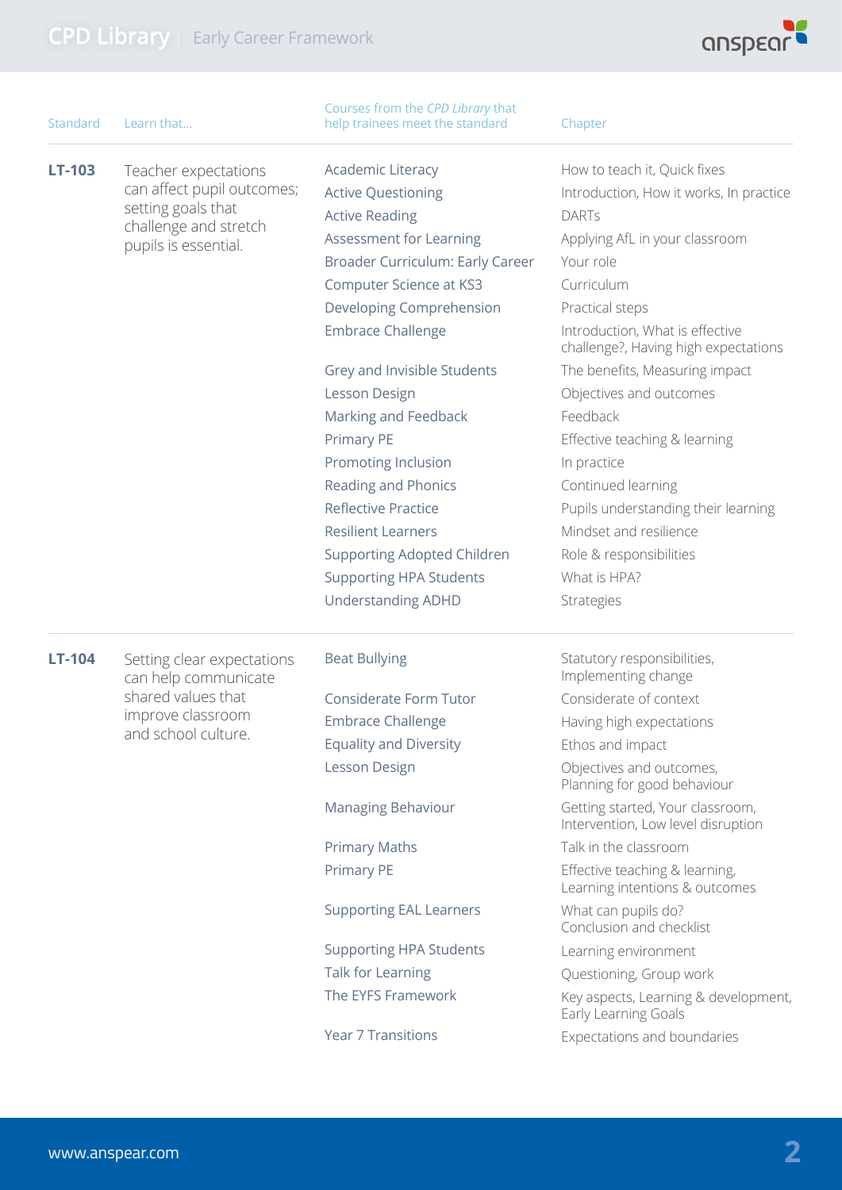| Standard | Learn that... | Courses from the *CPD Library* that help trainees meet the standard | Chapter |
|---|---|---|---|
| **LT-103** | Teacher expectations can affect pupil outcomes; setting goals that challenge and stretch pupils is essential. | Academic Literacy | How to teach it, Quick fixes |
| | | Active Questioning | Introduction, How it works, In practice |
| | | Active Reading | DARTs |
| | | Assessment for Learning | Applying AfL in your classroom |
| | | Broader Curriculum: Early Career | Your role |
| | | Computer Science at KS3 | Curriculum |
| | | Developing Comprehension | Practical steps |
| | | Embrace Challenge | Introduction, What is effective challenge?, Having high expectations |
| | | Grey and Invisible Students | The benefits, Measuring impact |
| | | Lesson Design | Objectives and outcomes |
| | | Marking and Feedback | Feedback |
| | | Primary PE | Effective teaching & learning |
| | | Promoting Inclusion | In practice |
| | | Reading and Phonics | Continued learning |
| | | Reflective Practice | Pupils understanding their learning |
| | | Resilient Learners | Mindset and resilience |
| | | Supporting Adopted Children | Role & responsibilities |
| | | Supporting HPA Students | What is HPA? |
| | | Understanding ADHD | Strategies |
| **LT-104** | Setting clear expectations can help communicate shared values that improve classroom and school culture. | Beat Bullying | Statutory responsibilities, Implementing change |
| | | Considerate Form Tutor | Considerate of context |
| | | Embrace Challenge | Having high expectations |
| | | Equality and Diversity | Ethos and impact |
| | | Lesson Design | Objectives and outcomes, Planning for good behaviour |
| | | Managing Behaviour | Getting started, Your classroom, Intervention, Low level disruption |
| | | Primary Maths | Talk in the classroom |
| | | Primary PE | Effective teaching & learning, Learning intentions & outcomes |
| | | Supporting EAL Learners | What can pupils do? Conclusion and checklist |
| | | Supporting HPA Students | Learning environment |
| | | Talk for Learning | Questioning, Group work |
| | | The EYFS Framework | Key aspects, Learning & development, Early Learning Goals |
| | | Year 7 Transitions | Expectations and boundaries |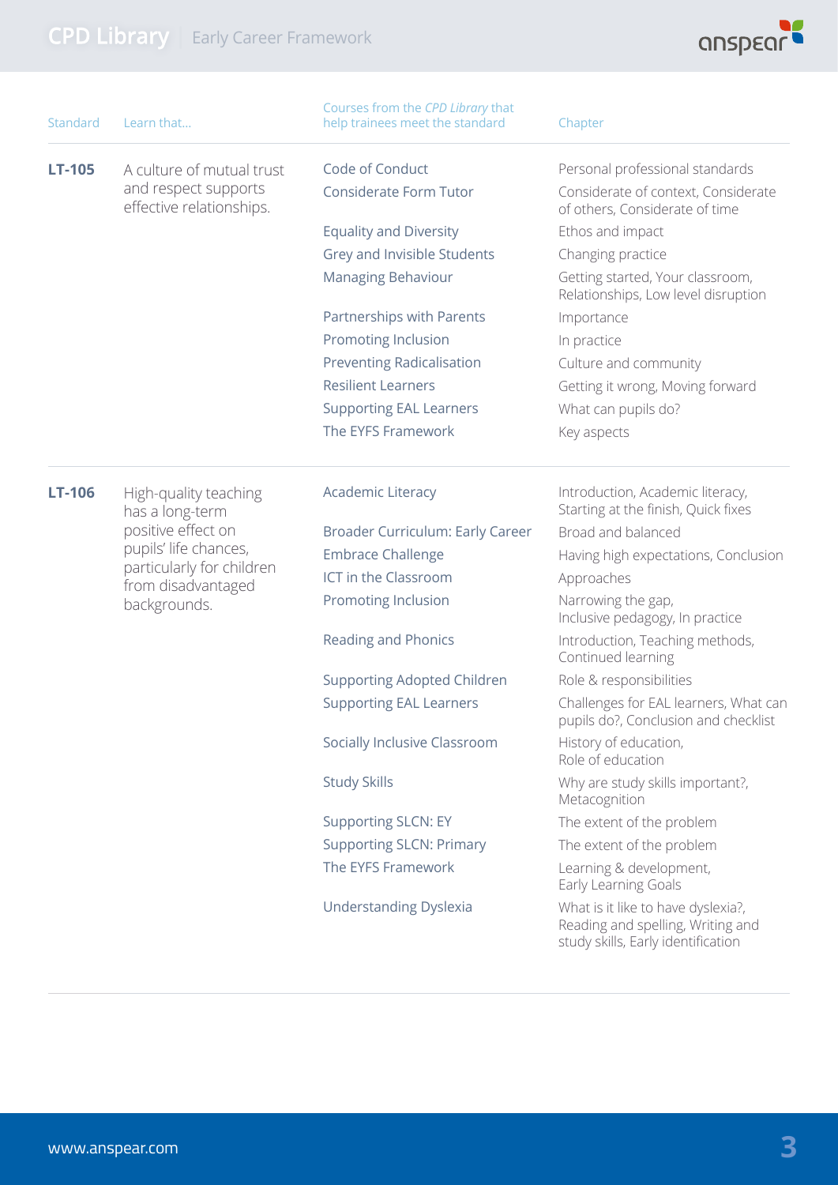| Standard | Learn that... | Courses from the *CPD Library* that help trainees meet the standard | Chapter |
|---|---|---|---|
| **LT-105** | A culture of mutual trust and respect supports effective relationships. | Code of Conduct | Personal professional standards |
| | | Considerate Form Tutor | Considerate of context, Considerate of others, Considerate of time |
| | | Equality and Diversity | Ethos and impact |
| | | Grey and Invisible Students | Changing practice |
| | | Managing Behaviour | Getting started, Your classroom, Relationships, Low level disruption |
| | | Partnerships with Parents | Importance |
| | | Promoting Inclusion | In practice |
| | | Preventing Radicalisation | Culture and community |
| | | Resilient Learners | Getting it wrong, Moving forward |
| | | Supporting EAL Learners | What can pupils do? |
| | | The EYFS Framework | Key aspects |
| **LT-106** | High-quality teaching has a long-term positive effect on pupils' life chances, particularly for children from disadvantaged backgrounds. | Academic Literacy | Introduction, Academic literacy, Starting at the finish, Quick fixes |
| | | Broader Curriculum: Early Career | Broad and balanced |
| | | Embrace Challenge | Having high expectations, Conclusion |
| | | ICT in the Classroom | Approaches |
| | | Promoting Inclusion | Narrowing the gap, Inclusive pedagogy, In practice |
| | | Reading and Phonics | Introduction, Teaching methods, Continued learning |
| | | Supporting Adopted Children | Role & responsibilities |
| | | Supporting EAL Learners | Challenges for EAL learners, What can pupils do?, Conclusion and checklist |
| | | Socially Inclusive Classroom | History of education, Role of education |
| | | Study Skills | Why are study skills important?, Metacognition |
| | | Supporting SLCN: EY | The extent of the problem |
| | | Supporting SLCN: Primary | The extent of the problem |
| | | The EYFS Framework | Learning & development, Early Learning Goals |
| | | Understanding Dyslexia | What is it like to have dyslexia?, Reading and spelling, Writing and study skills, Early identification |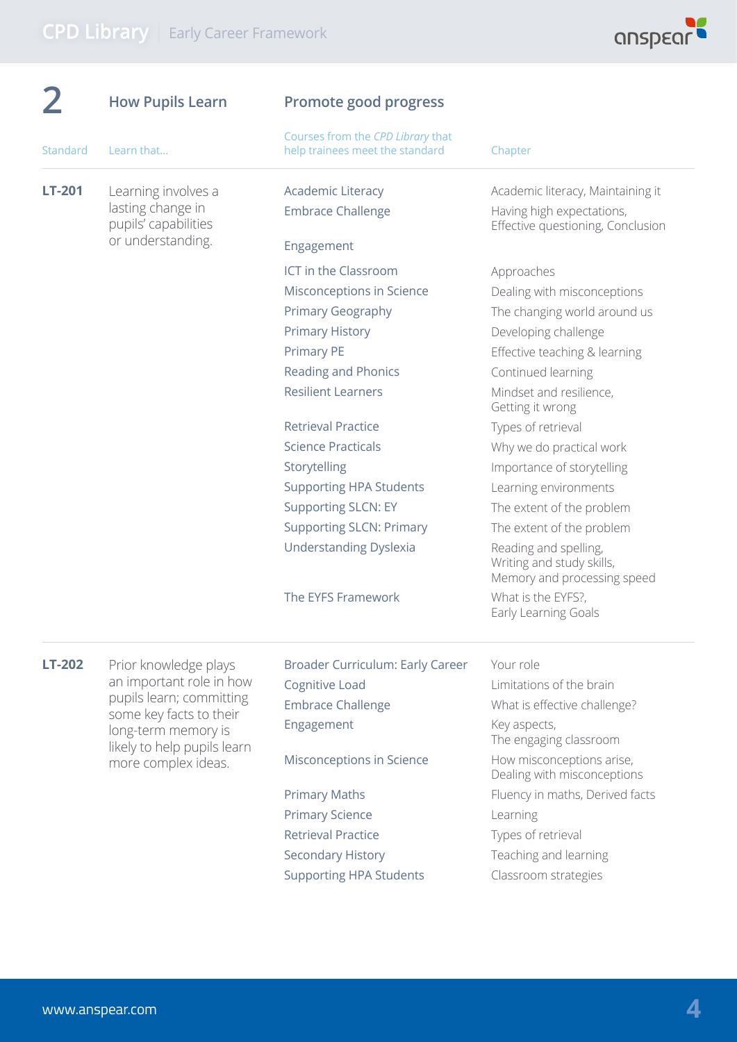## 2 How Pupils Learn — Promote good progress

| Standard | Learn that... | Courses from the *CPD Library* that help trainees meet the standard | Chapter |
|---|---|---|---|
| **LT-201** | Learning involves a lasting change in pupils' capabilities or understanding. | Academic Literacy | Academic literacy, Maintaining it |
| | | Embrace Challenge | Having high expectations, Effective questioning, Conclusion |
| | | Engagement | |
| | | ICT in the Classroom | Approaches |
| | | Misconceptions in Science | Dealing with misconceptions |
| | | Primary Geography | The changing world around us |
| | | Primary History | Developing challenge |
| | | Primary PE | Effective teaching & learning |
| | | Reading and Phonics | Continued learning |
| | | Resilient Learners | Mindset and resilience, Getting it wrong |
| | | Retrieval Practice | Types of retrieval |
| | | Science Practicals | Why we do practical work |
| | | Storytelling | Importance of storytelling |
| | | Supporting HPA Students | Learning environments |
| | | Supporting SLCN: EY | The extent of the problem |
| | | Supporting SLCN: Primary | The extent of the problem |
| | | Understanding Dyslexia | Reading and spelling, Writing and study skills, Memory and processing speed |
| | | The EYFS Framework | What is the EYFS?, Early Learning Goals |
| **LT-202** | Prior knowledge plays an important role in how pupils learn; committing some key facts to their long-term memory is likely to help pupils learn more complex ideas. | Broader Curriculum: Early Career | Your role |
| | | Cognitive Load | Limitations of the brain |
| | | Embrace Challenge | What is effective challenge? |
| | | Engagement | Key aspects, The engaging classroom |
| | | Misconceptions in Science | How misconceptions arise, Dealing with misconceptions |
| | | Primary Maths | Fluency in maths, Derived facts |
| | | Primary Science | Learning |
| | | Retrieval Practice | Types of retrieval |
| | | Secondary History | Teaching and learning |
| | | Supporting HPA Students | Classroom strategies |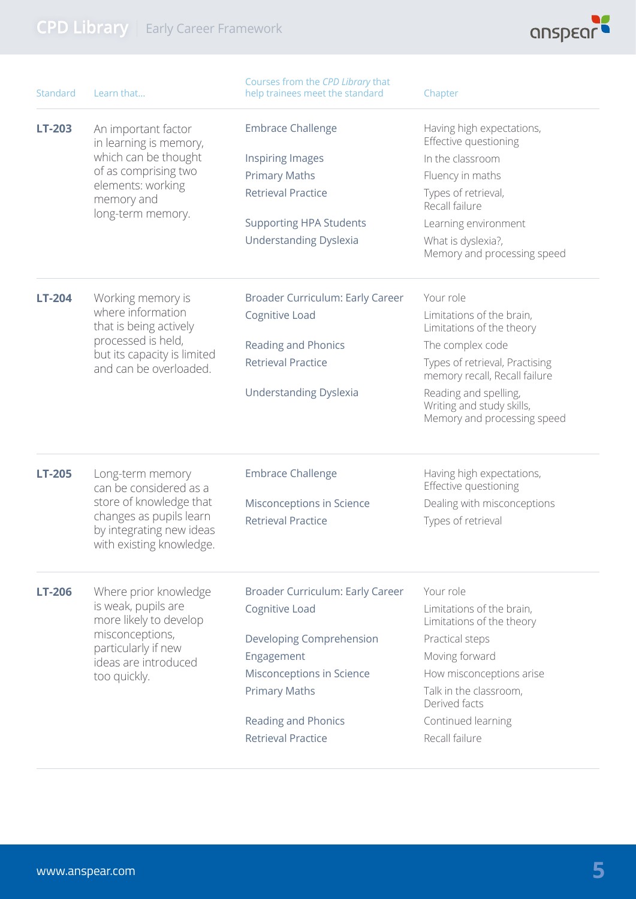| Standard | Learn that... | Courses from the *CPD Library* that help trainees meet the standard | Chapter |
|---|---|---|---|
| **LT-203** | An important factor in learning is memory, which can be thought of as comprising two elements: working memory and long-term memory. | Embrace Challenge | Having high expectations, Effective questioning |
| | | Inspiring Images | In the classroom |
| | | Primary Maths | Fluency in maths |
| | | Retrieval Practice | Types of retrieval, Recall failure |
| | | Supporting HPA Students | Learning environment |
| | | Understanding Dyslexia | What is dyslexia?, Memory and processing speed |
| **LT-204** | Working memory is where information that is being actively processed is held, but its capacity is limited and can be overloaded. | Broader Curriculum: Early Career | Your role |
| | | Cognitive Load | Limitations of the brain, Limitations of the theory |
| | | Reading and Phonics | The complex code |
| | | Retrieval Practice | Types of retrieval, Practising memory recall, Recall failure |
| | | Understanding Dyslexia | Reading and spelling, Writing and study skills, Memory and processing speed |
| **LT-205** | Long-term memory can be considered as a store of knowledge that changes as pupils learn by integrating new ideas with existing knowledge. | Embrace Challenge | Having high expectations, Effective questioning |
| | | Misconceptions in Science | Dealing with misconceptions |
| | | Retrieval Practice | Types of retrieval |
| **LT-206** | Where prior knowledge is weak, pupils are more likely to develop misconceptions, particularly if new ideas are introduced too quickly. | Broader Curriculum: Early Career | Your role |
| | | Cognitive Load | Limitations of the brain, Limitations of the theory |
| | | Developing Comprehension | Practical steps |
| | | Engagement | Moving forward |
| | | Misconceptions in Science | How misconceptions arise |
| | | Primary Maths | Talk in the classroom, Derived facts |
| | | Reading and Phonics | Continued learning |
| | | Retrieval Practice | Recall failure |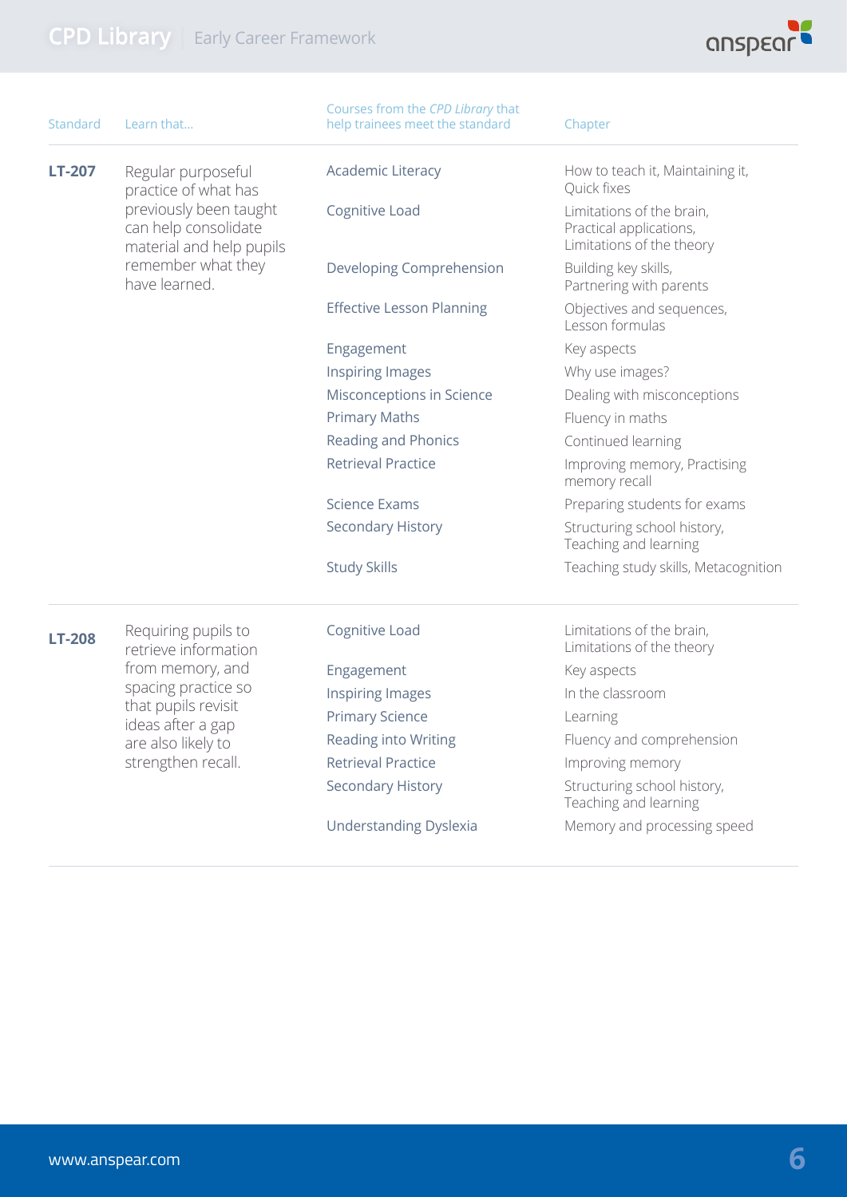| Standard | Learn that... | Courses from the *CPD Library* that help trainees meet the standard | Chapter |
|---|---|---|---|
| **LT-207** | Regular purposeful practice of what has previously been taught can help consolidate material and help pupils remember what they have learned. | Academic Literacy | How to teach it, Maintaining it, Quick fixes |
| | | Cognitive Load | Limitations of the brain, Practical applications, Limitations of the theory |
| | | Developing Comprehension | Building key skills, Partnering with parents |
| | | Effective Lesson Planning | Objectives and sequences, Lesson formulas |
| | | Engagement | Key aspects |
| | | Inspiring Images | Why use images? |
| | | Misconceptions in Science | Dealing with misconceptions |
| | | Primary Maths | Fluency in maths |
| | | Reading and Phonics | Continued learning |
| | | Retrieval Practice | Improving memory, Practising memory recall |
| | | Science Exams | Preparing students for exams |
| | | Secondary History | Structuring school history, Teaching and learning |
| | | Study Skills | Teaching study skills, Metacognition |
| **LT-208** | Requiring pupils to retrieve information from memory, and spacing practice so that pupils revisit ideas after a gap are also likely to strengthen recall. | Cognitive Load | Limitations of the brain, Limitations of the theory |
| | | Engagement | Key aspects |
| | | Inspiring Images | In the classroom |
| | | Primary Science | Learning |
| | | Reading into Writing | Fluency and comprehension |
| | | Retrieval Practice | Improving memory |
| | | Secondary History | Structuring school history, Teaching and learning |
| | | Understanding Dyslexia | Memory and processing speed |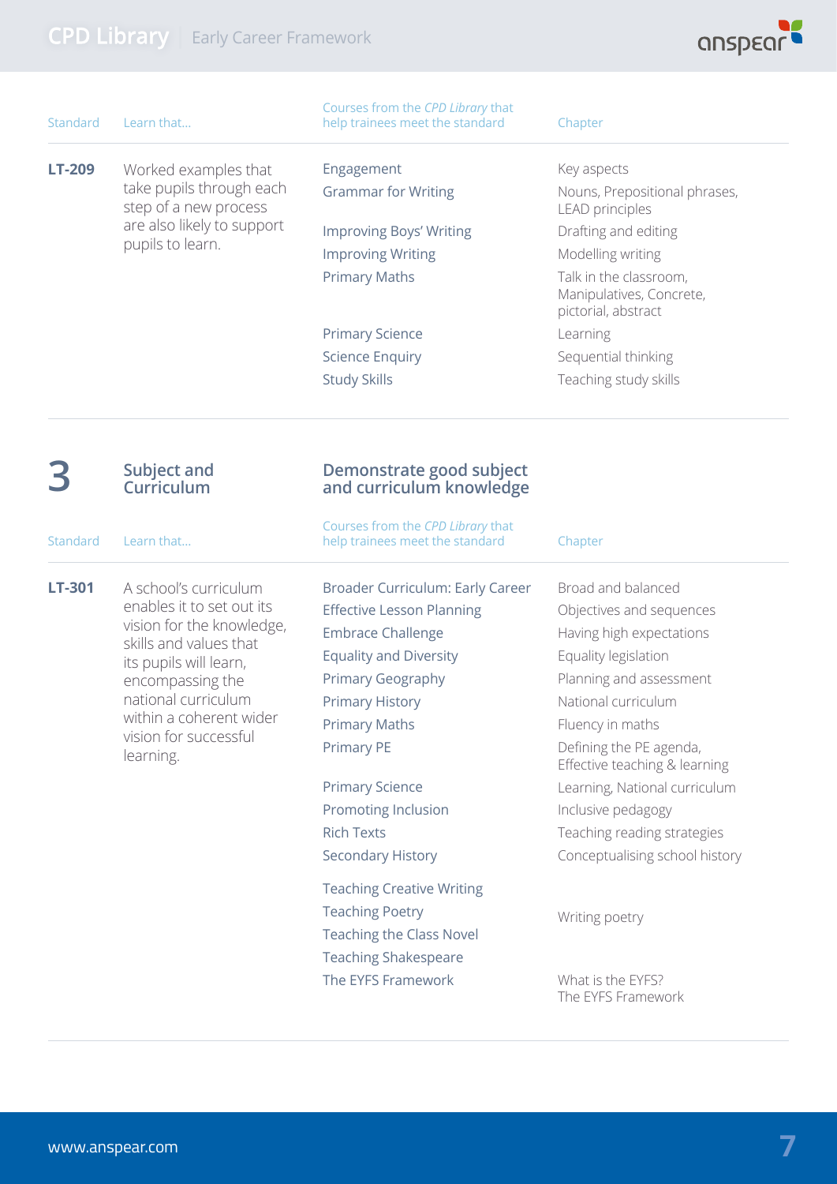| Standard | Learn that... | Courses from the *CPD Library* that help trainees meet the standard | Chapter |
|---|---|---|---|
| **LT-209** | Worked examples that take pupils through each step of a new process are also likely to support pupils to learn. | Engagement | Key aspects |
| | | Grammar for Writing | Nouns, Prepositional phrases, LEAD principles |
| | | Improving Boys' Writing | Drafting and editing |
| | | Improving Writing | Modelling writing |
| | | Primary Maths | Talk in the classroom, Manipulatives, Concrete, pictorial, abstract |
| | | Primary Science | Learning |
| | | Science Enquiry | Sequential thinking |
| | | Study Skills | Teaching study skills |

## 3 Subject and Curriculum

## Demonstrate good subject and curriculum knowledge

| Standard | Learn that... | Courses from the *CPD Library* that help trainees meet the standard | Chapter |
|---|---|---|---|
| **LT-301** | A school's curriculum enables it to set out its vision for the knowledge, skills and values that its pupils will learn, encompassing the national curriculum within a coherent wider vision for successful learning. | Broader Curriculum: Early Career | Broad and balanced |
| | | Effective Lesson Planning | Objectives and sequences |
| | | Embrace Challenge | Having high expectations |
| | | Equality and Diversity | Equality legislation |
| | | Primary Geography | Planning and assessment |
| | | Primary History | National curriculum |
| | | Primary Maths | Fluency in maths |
| | | Primary PE | Defining the PE agenda, Effective teaching & learning |
| | | Primary Science | Learning, National curriculum |
| | | Promoting Inclusion | Inclusive pedagogy |
| | | Rich Texts | Teaching reading strategies |
| | | Secondary History | Conceptualising school history |
| | | Teaching Creative Writing | |
| | | Teaching Poetry | Writing poetry |
| | | Teaching the Class Novel | |
| | | Teaching Shakespeare | |
| | | The EYFS Framework | What is the EYFS? The EYFS Framework |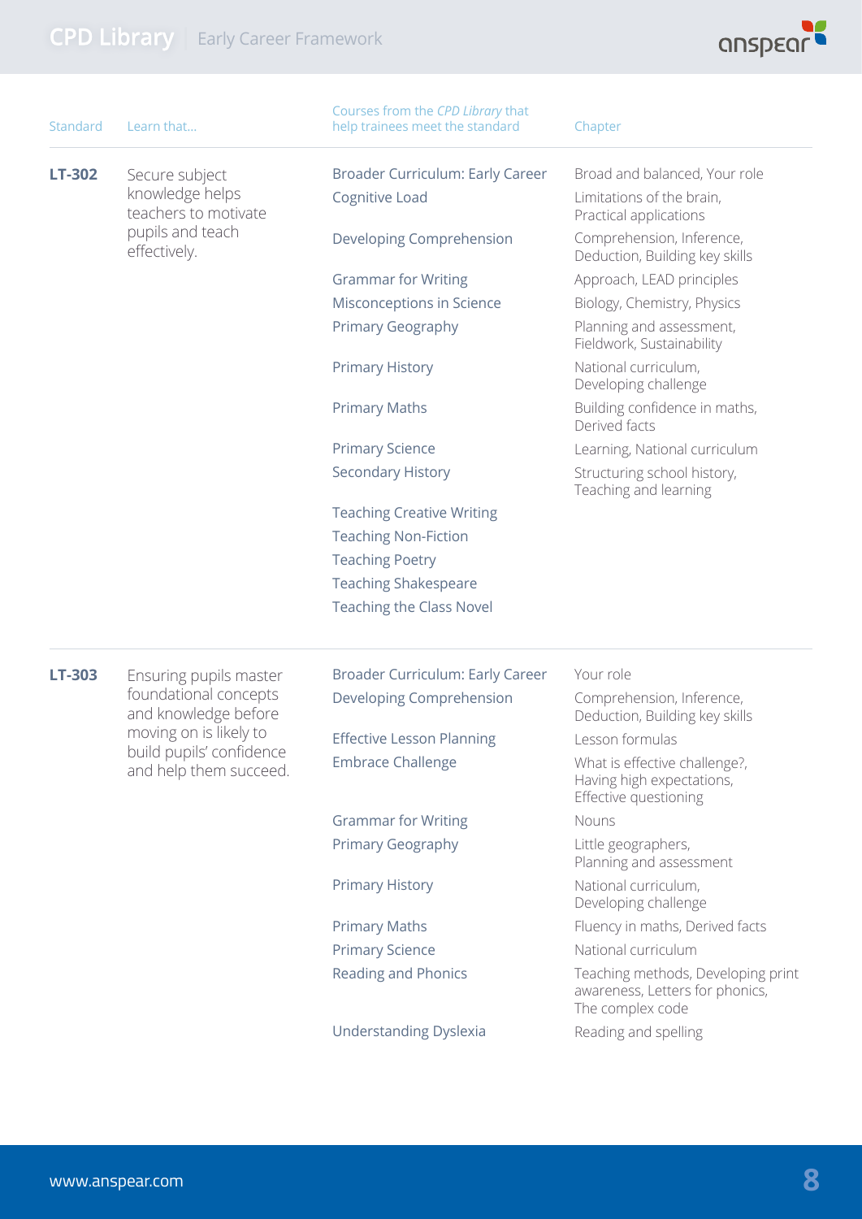| Standard | Learn that... | Courses from the *CPD Library* that help trainees meet the standard | Chapter |
|---|---|---|---|
| **LT-302** | Secure subject knowledge helps teachers to motivate pupils and teach effectively. | Broader Curriculum: Early Career | Broad and balanced, Your role |
| | | Cognitive Load | Limitations of the brain, Practical applications |
| | | Developing Comprehension | Comprehension, Inference, Deduction, Building key skills |
| | | Grammar for Writing | Approach, LEAD principles |
| | | Misconceptions in Science | Biology, Chemistry, Physics |
| | | Primary Geography | Planning and assessment, Fieldwork, Sustainability |
| | | Primary History | National curriculum, Developing challenge |
| | | Primary Maths | Building confidence in maths, Derived facts |
| | | Primary Science | Learning, National curriculum |
| | | Secondary History | Structuring school history, Teaching and learning |
| | | Teaching Creative Writing | |
| | | Teaching Non-Fiction | |
| | | Teaching Poetry | |
| | | Teaching Shakespeare | |
| | | Teaching the Class Novel | |
| **LT-303** | Ensuring pupils master foundational concepts and knowledge before moving on is likely to build pupils' confidence and help them succeed. | Broader Curriculum: Early Career | Your role |
| | | Developing Comprehension | Comprehension, Inference, Deduction, Building key skills |
| | | Effective Lesson Planning | Lesson formulas |
| | | Embrace Challenge | What is effective challenge?, Having high expectations, Effective questioning |
| | | Grammar for Writing | Nouns |
| | | Primary Geography | Little geographers, Planning and assessment |
| | | Primary History | National curriculum, Developing challenge |
| | | Primary Maths | Fluency in maths, Derived facts |
| | | Primary Science | National curriculum |
| | | Reading and Phonics | Teaching methods, Developing print awareness, Letters for phonics, The complex code |
| | | Understanding Dyslexia | Reading and spelling |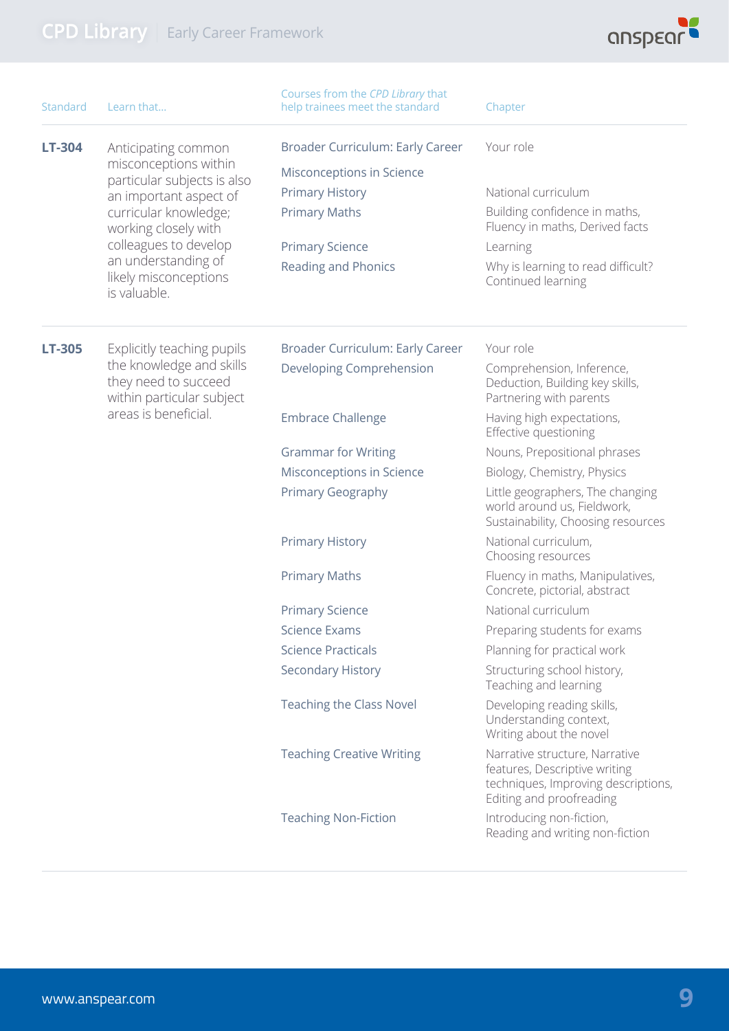| Standard | Learn that... | Courses from the *CPD Library* that help trainees meet the standard | Chapter |
|---|---|---|---|
| **LT-304** | Anticipating common misconceptions within particular subjects is also an important aspect of curricular knowledge; working closely with colleagues to develop an understanding of likely misconceptions is valuable. | Broader Curriculum: Early Career | Your role |
| | | Misconceptions in Science | |
| | | Primary History | National curriculum |
| | | Primary Maths | Building confidence in maths, Fluency in maths, Derived facts |
| | | Primary Science | Learning |
| | | Reading and Phonics | Why is learning to read difficult? Continued learning |
| **LT-305** | Explicitly teaching pupils the knowledge and skills they need to succeed within particular subject areas is beneficial. | Broader Curriculum: Early Career | Your role |
| | | Developing Comprehension | Comprehension, Inference, Deduction, Building key skills, Partnering with parents |
| | | Embrace Challenge | Having high expectations, Effective questioning |
| | | Grammar for Writing | Nouns, Prepositional phrases |
| | | Misconceptions in Science | Biology, Chemistry, Physics |
| | | Primary Geography | Little geographers, The changing world around us, Fieldwork, Sustainability, Choosing resources |
| | | Primary History | National curriculum, Choosing resources |
| | | Primary Maths | Fluency in maths, Manipulatives, Concrete, pictorial, abstract |
| | | Primary Science | National curriculum |
| | | Science Exams | Preparing students for exams |
| | | Science Practicals | Planning for practical work |
| | | Secondary History | Structuring school history, Teaching and learning |
| | | Teaching the Class Novel | Developing reading skills, Understanding context, Writing about the novel |
| | | Teaching Creative Writing | Narrative structure, Narrative features, Descriptive writing techniques, Improving descriptions, Editing and proofreading |
| | | Teaching Non-Fiction | Introducing non-fiction, Reading and writing non-fiction |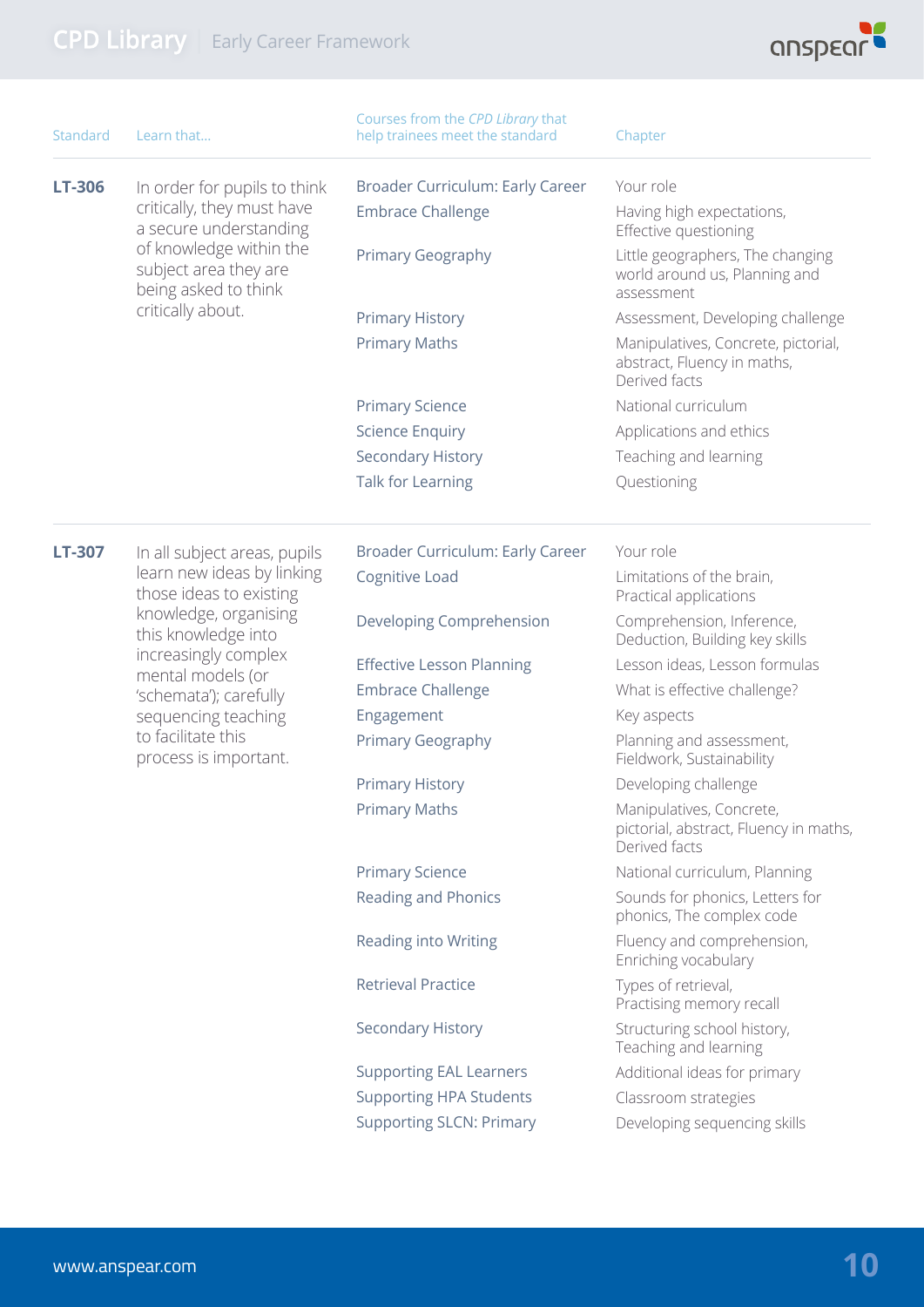| Standard | Learn that... | Courses from the *CPD Library* that help trainees meet the standard | Chapter |
|---|---|---|---|
| **LT-306** | In order for pupils to think critically, they must have a secure understanding of knowledge within the subject area they are being asked to think critically about. | Broader Curriculum: Early Career | Your role |
| | | Embrace Challenge | Having high expectations, Effective questioning |
| | | Primary Geography | Little geographers, The changing world around us, Planning and assessment |
| | | Primary History | Assessment, Developing challenge |
| | | Primary Maths | Manipulatives, Concrete, pictorial, abstract, Fluency in maths, Derived facts |
| | | Primary Science | National curriculum |
| | | Science Enquiry | Applications and ethics |
| | | Secondary History | Teaching and learning |
| | | Talk for Learning | Questioning |
| **LT-307** | In all subject areas, pupils learn new ideas by linking those ideas to existing knowledge, organising this knowledge into increasingly complex mental models (or 'schemata'); carefully sequencing teaching to facilitate this process is important. | Broader Curriculum: Early Career | Your role |
| | | Cognitive Load | Limitations of the brain, Practical applications |
| | | Developing Comprehension | Comprehension, Inference, Deduction, Building key skills |
| | | Effective Lesson Planning | Lesson ideas, Lesson formulas |
| | | Embrace Challenge | What is effective challenge? |
| | | Engagement | Key aspects |
| | | Primary Geography | Planning and assessment, Fieldwork, Sustainability |
| | | Primary History | Developing challenge |
| | | Primary Maths | Manipulatives, Concrete, pictorial, abstract, Fluency in maths, Derived facts |
| | | Primary Science | National curriculum, Planning |
| | | Reading and Phonics | Sounds for phonics, Letters for phonics, The complex code |
| | | Reading into Writing | Fluency and comprehension, Enriching vocabulary |
| | | Retrieval Practice | Types of retrieval, Practising memory recall |
| | | Secondary History | Structuring school history, Teaching and learning |
| | | Supporting EAL Learners | Additional ideas for primary |
| | | Supporting HPA Students | Classroom strategies |
| | | Supporting SLCN: Primary | Developing sequencing skills |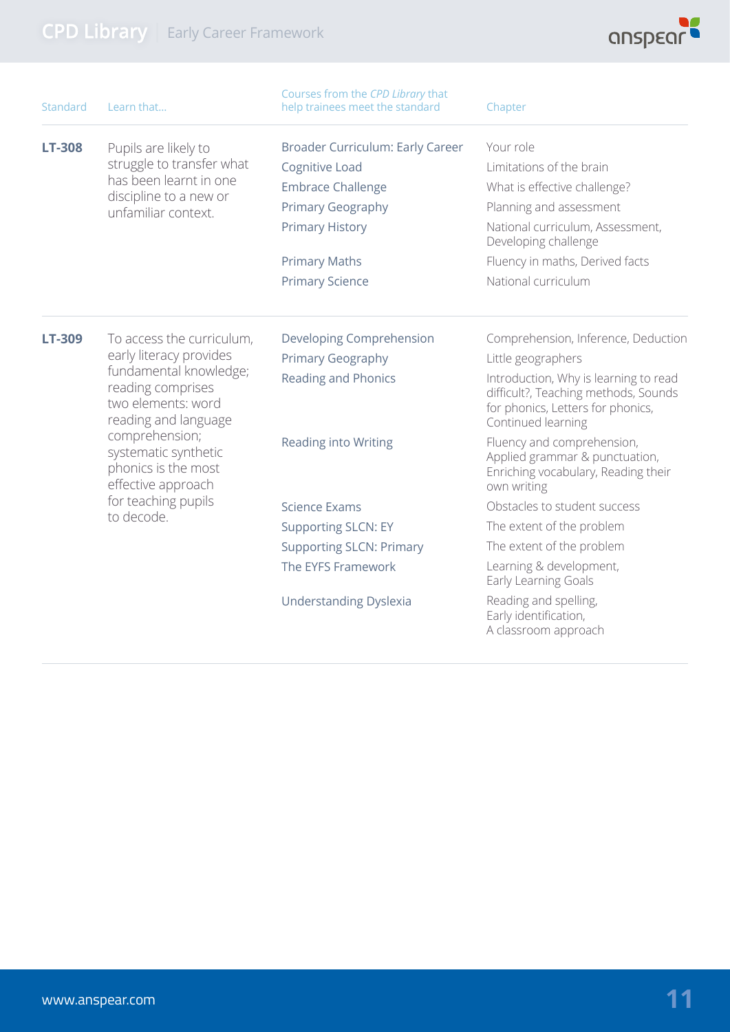| Standard | Learn that... | Courses from the *CPD Library* that help trainees meet the standard | Chapter |
| --- | --- | --- | --- |
| **LT-308** | Pupils are likely to struggle to transfer what has been learnt in one discipline to a new or unfamiliar context. | Broader Curriculum: Early Career | Your role |
| | | Cognitive Load | Limitations of the brain |
| | | Embrace Challenge | What is effective challenge? |
| | | Primary Geography | Planning and assessment |
| | | Primary History | National curriculum, Assessment, Developing challenge |
| | | Primary Maths | Fluency in maths, Derived facts |
| | | Primary Science | National curriculum |
| **LT-309** | To access the curriculum, early literacy provides fundamental knowledge; reading comprises two elements: word reading and language comprehension; systematic synthetic phonics is the most effective approach for teaching pupils to decode. | Developing Comprehension | Comprehension, Inference, Deduction |
| | | Primary Geography | Little geographers |
| | | Reading and Phonics | Introduction, Why is learning to read difficult?, Teaching methods, Sounds for phonics, Letters for phonics, Continued learning |
| | | Reading into Writing | Fluency and comprehension, Applied grammar & punctuation, Enriching vocabulary, Reading their own writing |
| | | Science Exams | Obstacles to student success |
| | | Supporting SLCN: EY | The extent of the problem |
| | | Supporting SLCN: Primary | The extent of the problem |
| | | The EYFS Framework | Learning & development, Early Learning Goals |
| | | Understanding Dyslexia | Reading and spelling, Early identification, A classroom approach |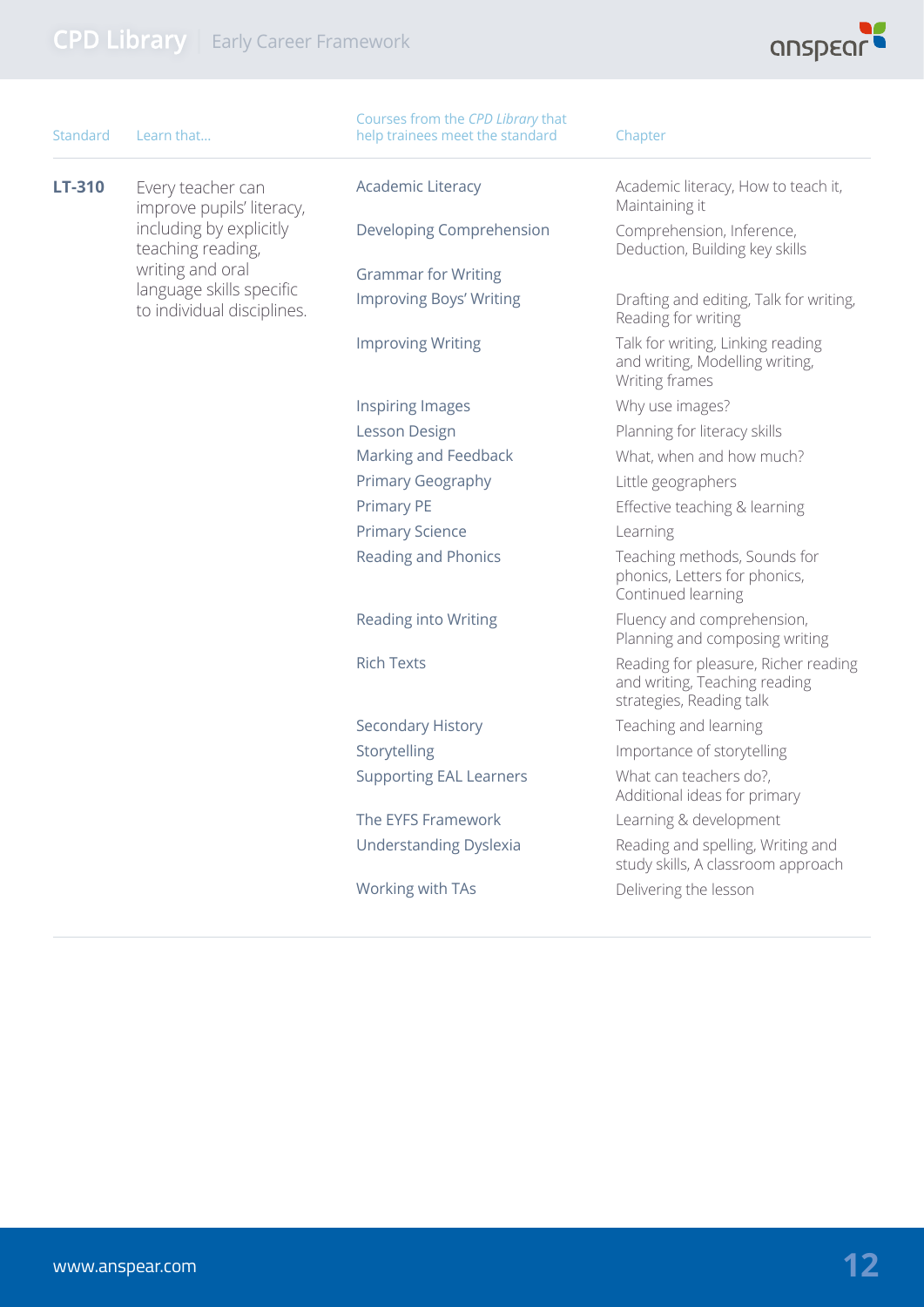| Standard | Learn that... | Courses from the *CPD Library* that help trainees meet the standard | Chapter |
|---|---|---|---|
| **LT-310** | Every teacher can improve pupils' literacy, including by explicitly teaching reading, writing and oral language skills specific to individual disciplines. | Academic Literacy | Academic literacy, How to teach it, Maintaining it |
| | | Developing Comprehension | Comprehension, Inference, Deduction, Building key skills |
| | | Grammar for Writing | |
| | | Improving Boys' Writing | Drafting and editing, Talk for writing, Reading for writing |
| | | Improving Writing | Talk for writing, Linking reading and writing, Modelling writing, Writing frames |
| | | Inspiring Images | Why use images? |
| | | Lesson Design | Planning for literacy skills |
| | | Marking and Feedback | What, when and how much? |
| | | Primary Geography | Little geographers |
| | | Primary PE | Effective teaching & learning |
| | | Primary Science | Learning |
| | | Reading and Phonics | Teaching methods, Sounds for phonics, Letters for phonics, Continued learning |
| | | Reading into Writing | Fluency and comprehension, Planning and composing writing |
| | | Rich Texts | Reading for pleasure, Richer reading and writing, Teaching reading strategies, Reading talk |
| | | Secondary History | Teaching and learning |
| | | Storytelling | Importance of storytelling |
| | | Supporting EAL Learners | What can teachers do?, Additional ideas for primary |
| | | The EYFS Framework | Learning & development |
| | | Understanding Dyslexia | Reading and spelling, Writing and study skills, A classroom approach |
| | | Working with TAs | Delivering the lesson |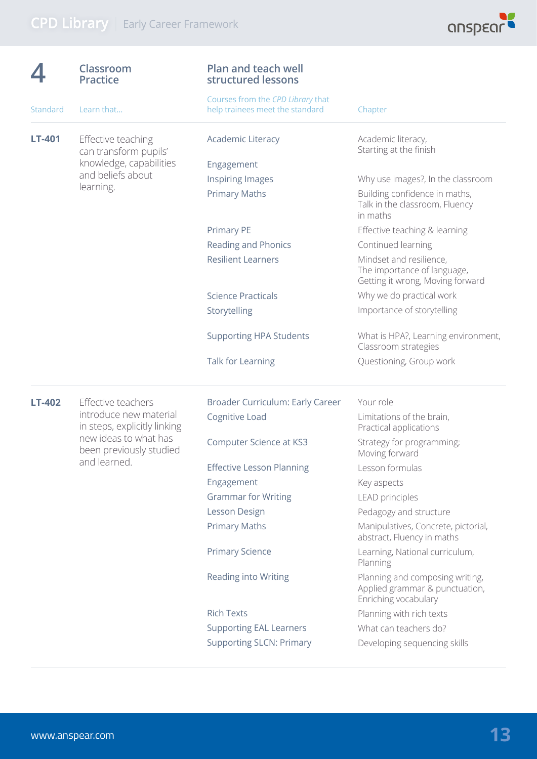## 4 Classroom Practice

### Plan and teach well structured lessons

| Standard | Learn that... | Courses from the *CPD Library* that help trainees meet the standard | Chapter |
|---|---|---|---|
| **LT-401** | Effective teaching can transform pupils' knowledge, capabilities and beliefs about learning. | Academic Literacy | Academic literacy, Starting at the finish |
| | | Engagement | |
| | | Inspiring Images | Why use images?, In the classroom |
| | | Primary Maths | Building confidence in maths, Talk in the classroom, Fluency in maths |
| | | Primary PE | Effective teaching & learning |
| | | Reading and Phonics | Continued learning |
| | | Resilient Learners | Mindset and resilience, The importance of language, Getting it wrong, Moving forward |
| | | Science Practicals | Why we do practical work |
| | | Storytelling | Importance of storytelling |
| | | Supporting HPA Students | What is HPA?, Learning environment, Classroom strategies |
| | | Talk for Learning | Questioning, Group work |
| **LT-402** | Effective teachers introduce new material in steps, explicitly linking new ideas to what has been previously studied and learned. | Broader Curriculum: Early Career | Your role |
| | | Cognitive Load | Limitations of the brain, Practical applications |
| | | Computer Science at KS3 | Strategy for programming; Moving forward |
| | | Effective Lesson Planning | Lesson formulas |
| | | Engagement | Key aspects |
| | | Grammar for Writing | LEAD principles |
| | | Lesson Design | Pedagogy and structure |
| | | Primary Maths | Manipulatives, Concrete, pictorial, abstract, Fluency in maths |
| | | Primary Science | Learning, National curriculum, Planning |
| | | Reading into Writing | Planning and composing writing, Applied grammar & punctuation, Enriching vocabulary |
| | | Rich Texts | Planning with rich texts |
| | | Supporting EAL Learners | What can teachers do? |
| | | Supporting SLCN: Primary | Developing sequencing skills |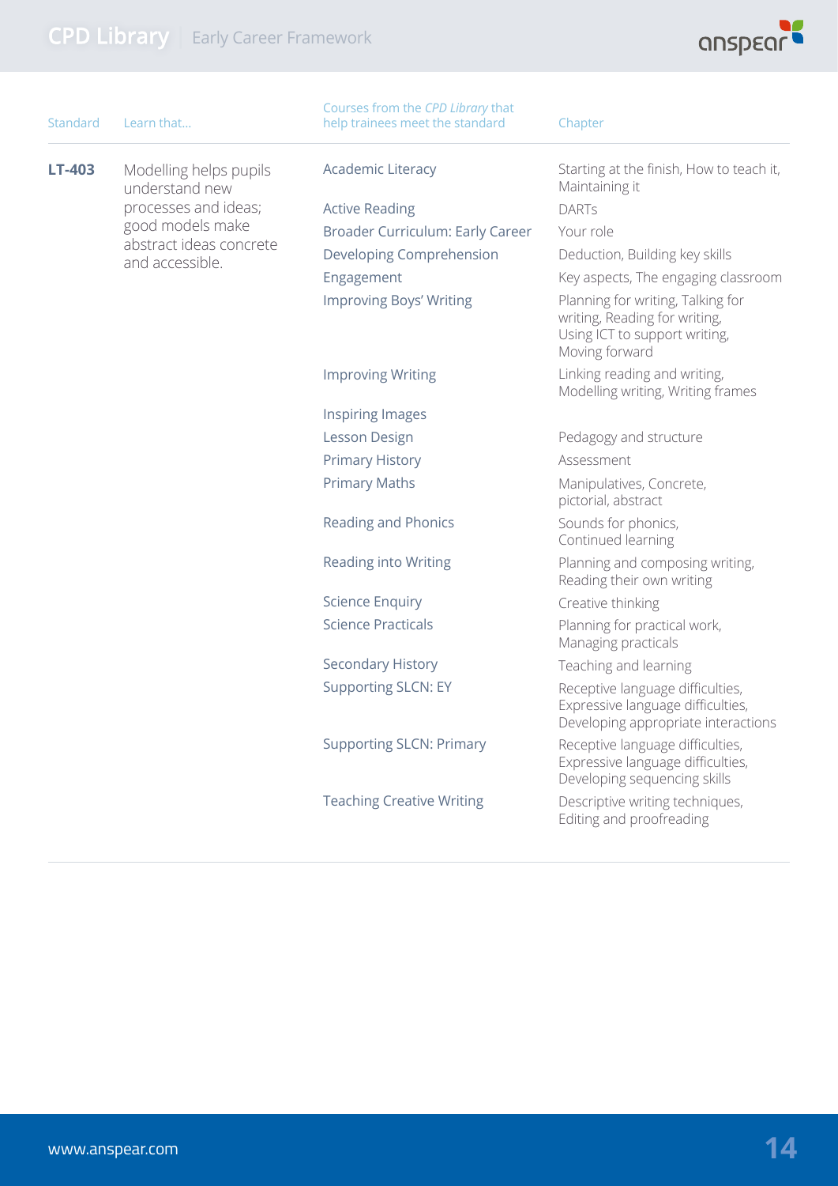| Standard | Learn that... | Courses from the *CPD Library* that help trainees meet the standard | Chapter |
|---|---|---|---|
| **LT-403** | Modelling helps pupils understand new processes and ideas; good models make abstract ideas concrete and accessible. | Academic Literacy | Starting at the finish, How to teach it, Maintaining it |
| | | Active Reading | DARTs |
| | | Broader Curriculum: Early Career | Your role |
| | | Developing Comprehension | Deduction, Building key skills |
| | | Engagement | Key aspects, The engaging classroom |
| | | Improving Boys' Writing | Planning for writing, Talking for writing, Reading for writing, Using ICT to support writing, Moving forward |
| | | Improving Writing | Linking reading and writing, Modelling writing, Writing frames |
| | | Inspiring Images | |
| | | Lesson Design | Pedagogy and structure |
| | | Primary History | Assessment |
| | | Primary Maths | Manipulatives, Concrete, pictorial, abstract |
| | | Reading and Phonics | Sounds for phonics, Continued learning |
| | | Reading into Writing | Planning and composing writing, Reading their own writing |
| | | Science Enquiry | Creative thinking |
| | | Science Practicals | Planning for practical work, Managing practicals |
| | | Secondary History | Teaching and learning |
| | | Supporting SLCN: EY | Receptive language difficulties, Expressive language difficulties, Developing appropriate interactions |
| | | Supporting SLCN: Primary | Receptive language difficulties, Expressive language difficulties, Developing sequencing skills |
| | | Teaching Creative Writing | Descriptive writing techniques, Editing and proofreading |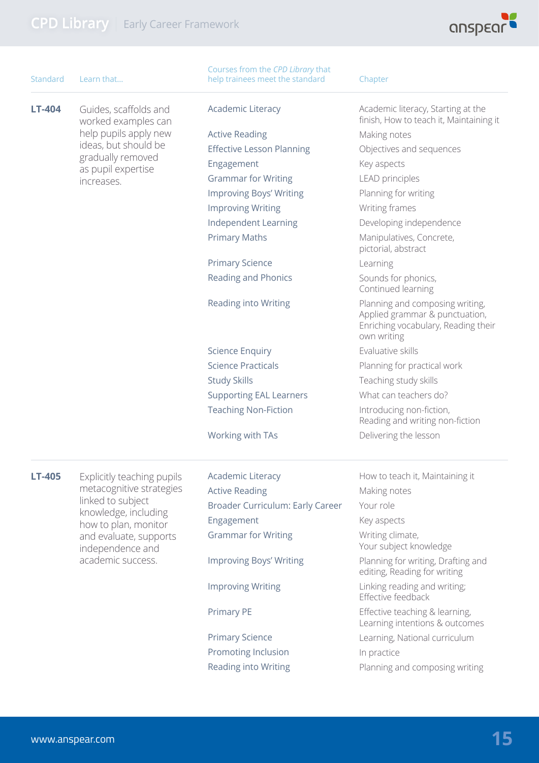| Standard | Learn that... | Courses from the *CPD Library* that help trainees meet the standard | Chapter |
|---|---|---|---|
| **LT-404** | Guides, scaffolds and worked examples can help pupils apply new ideas, but should be gradually removed as pupil expertise increases. | Academic Literacy | Academic literacy, Starting at the finish, How to teach it, Maintaining it |
| | | Active Reading | Making notes |
| | | Effective Lesson Planning | Objectives and sequences |
| | | Engagement | Key aspects |
| | | Grammar for Writing | LEAD principles |
| | | Improving Boys' Writing | Planning for writing |
| | | Improving Writing | Writing frames |
| | | Independent Learning | Developing independence |
| | | Primary Maths | Manipulatives, Concrete, pictorial, abstract |
| | | Primary Science | Learning |
| | | Reading and Phonics | Sounds for phonics, Continued learning |
| | | Reading into Writing | Planning and composing writing, Applied grammar & punctuation, Enriching vocabulary, Reading their own writing |
| | | Science Enquiry | Evaluative skills |
| | | Science Practicals | Planning for practical work |
| | | Study Skills | Teaching study skills |
| | | Supporting EAL Learners | What can teachers do? |
| | | Teaching Non-Fiction | Introducing non-fiction, Reading and writing non-fiction |
| | | Working with TAs | Delivering the lesson |
| **LT-405** | Explicitly teaching pupils metacognitive strategies linked to subject knowledge, including how to plan, monitor and evaluate, supports independence and academic success. | Academic Literacy | How to teach it, Maintaining it |
| | | Active Reading | Making notes |
| | | Broader Curriculum: Early Career | Your role |
| | | Engagement | Key aspects |
| | | Grammar for Writing | Writing climate, Your subject knowledge |
| | | Improving Boys' Writing | Planning for writing, Drafting and editing, Reading for writing |
| | | Improving Writing | Linking reading and writing; Effective feedback |
| | | Primary PE | Effective teaching & learning, Learning intentions & outcomes |
| | | Primary Science | Learning, National curriculum |
| | | Promoting Inclusion | In practice |
| | | Reading into Writing | Planning and composing writing |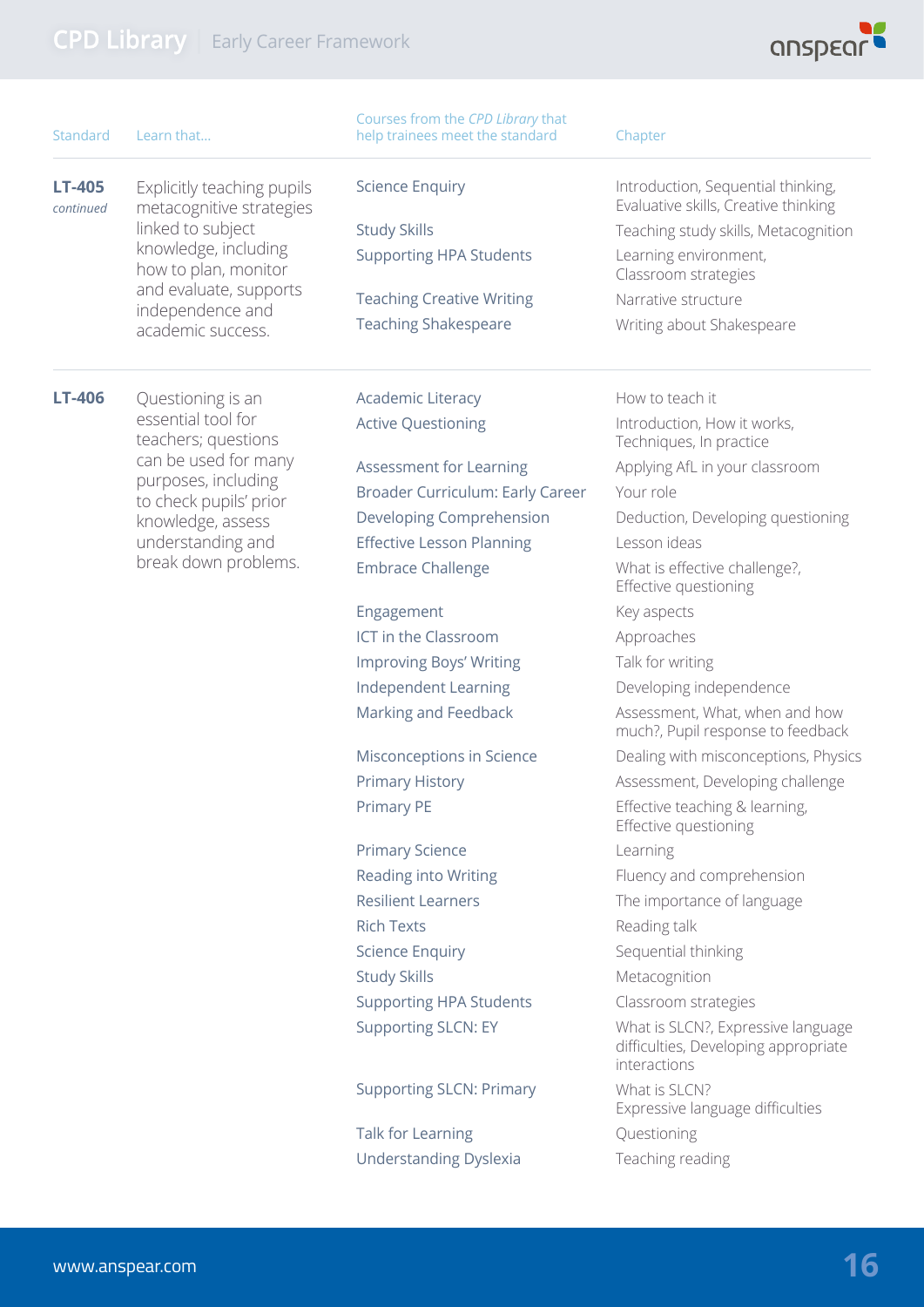| Standard | Learn that... | Courses from the *CPD Library* that help trainees meet the standard | Chapter |
|---|---|---|---|
| **LT-405** *continued* | Explicitly teaching pupils metacognitive strategies linked to subject knowledge, including how to plan, monitor and evaluate, supports independence and academic success. | Science Enquiry | Introduction, Sequential thinking, Evaluative skills, Creative thinking |
| | | Study Skills | Teaching study skills, Metacognition |
| | | Supporting HPA Students | Learning environment, Classroom strategies |
| | | Teaching Creative Writing | Narrative structure |
| | | Teaching Shakespeare | Writing about Shakespeare |
| **LT-406** | Questioning is an essential tool for teachers; questions can be used for many purposes, including to check pupils' prior knowledge, assess understanding and break down problems. | Academic Literacy | How to teach it |
| | | Active Questioning | Introduction, How it works, Techniques, In practice |
| | | Assessment for Learning | Applying AfL in your classroom |
| | | Broader Curriculum: Early Career | Your role |
| | | Developing Comprehension | Deduction, Developing questioning |
| | | Effective Lesson Planning | Lesson ideas |
| | | Embrace Challenge | What is effective challenge?, Effective questioning |
| | | Engagement | Key aspects |
| | | ICT in the Classroom | Approaches |
| | | Improving Boys' Writing | Talk for writing |
| | | Independent Learning | Developing independence |
| | | Marking and Feedback | Assessment, What, when and how much?, Pupil response to feedback |
| | | Misconceptions in Science | Dealing with misconceptions, Physics |
| | | Primary History | Assessment, Developing challenge |
| | | Primary PE | Effective teaching & learning, Effective questioning |
| | | Primary Science | Learning |
| | | Reading into Writing | Fluency and comprehension |
| | | Resilient Learners | The importance of language |
| | | Rich Texts | Reading talk |
| | | Science Enquiry | Sequential thinking |
| | | Study Skills | Metacognition |
| | | Supporting HPA Students | Classroom strategies |
| | | Supporting SLCN: EY | What is SLCN?, Expressive language difficulties, Developing appropriate interactions |
| | | Supporting SLCN: Primary | What is SLCN? Expressive language difficulties |
| | | Talk for Learning | Questioning |
| | | Understanding Dyslexia | Teaching reading |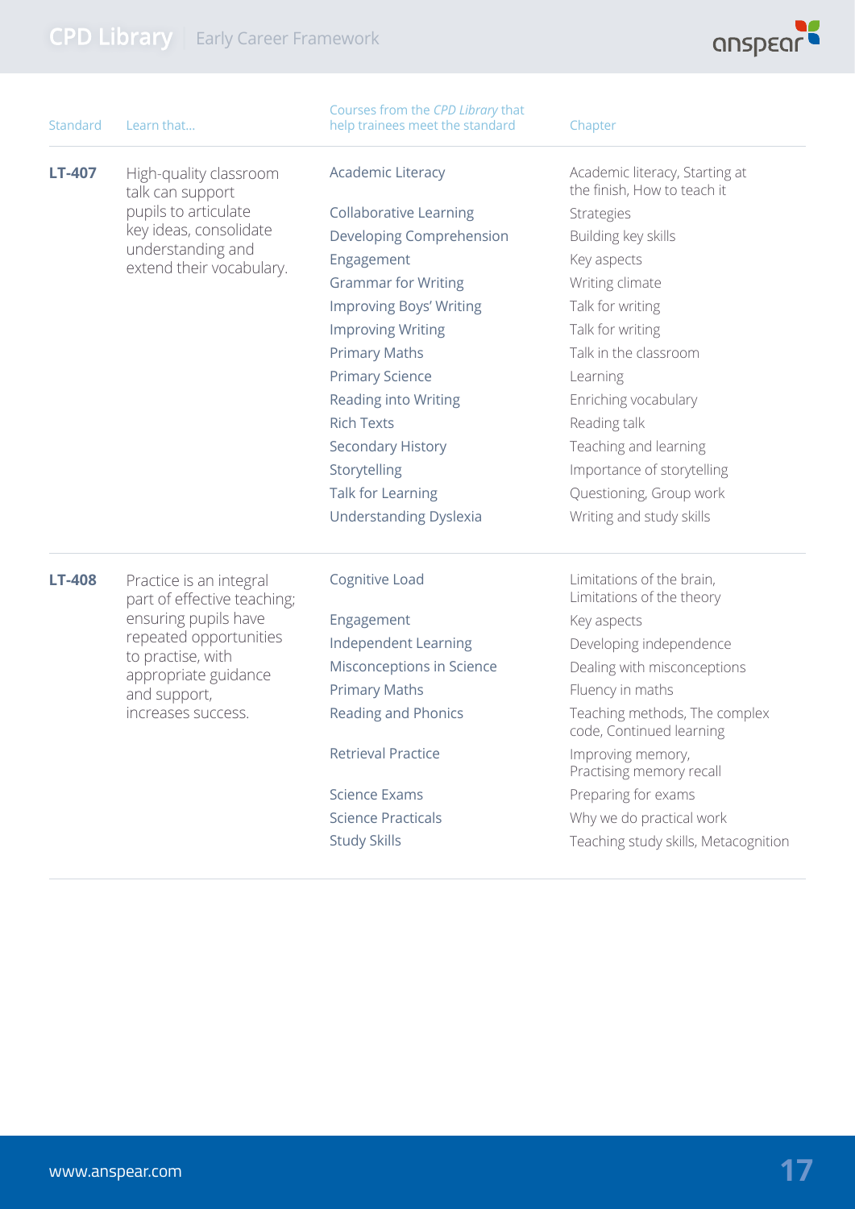| Standard | Learn that... | Courses from the *CPD Library* that help trainees meet the standard | Chapter |
|---|---|---|---|
| **LT-407** | High-quality classroom talk can support pupils to articulate key ideas, consolidate understanding and extend their vocabulary. | Academic Literacy | Academic literacy, Starting at the finish, How to teach it |
| | | Collaborative Learning | Strategies |
| | | Developing Comprehension | Building key skills |
| | | Engagement | Key aspects |
| | | Grammar for Writing | Writing climate |
| | | Improving Boys' Writing | Talk for writing |
| | | Improving Writing | Talk for writing |
| | | Primary Maths | Talk in the classroom |
| | | Primary Science | Learning |
| | | Reading into Writing | Enriching vocabulary |
| | | Rich Texts | Reading talk |
| | | Secondary History | Teaching and learning |
| | | Storytelling | Importance of storytelling |
| | | Talk for Learning | Questioning, Group work |
| | | Understanding Dyslexia | Writing and study skills |
| **LT-408** | Practice is an integral part of effective teaching; ensuring pupils have repeated opportunities to practise, with appropriate guidance and support, increases success. | Cognitive Load | Limitations of the brain, Limitations of the theory |
| | | Engagement | Key aspects |
| | | Independent Learning | Developing independence |
| | | Misconceptions in Science | Dealing with misconceptions |
| | | Primary Maths | Fluency in maths |
| | | Reading and Phonics | Teaching methods, The complex code, Continued learning |
| | | Retrieval Practice | Improving memory, Practising memory recall |
| | | Science Exams | Preparing for exams |
| | | Science Practicals | Why we do practical work |
| | | Study Skills | Teaching study skills, Metacognition |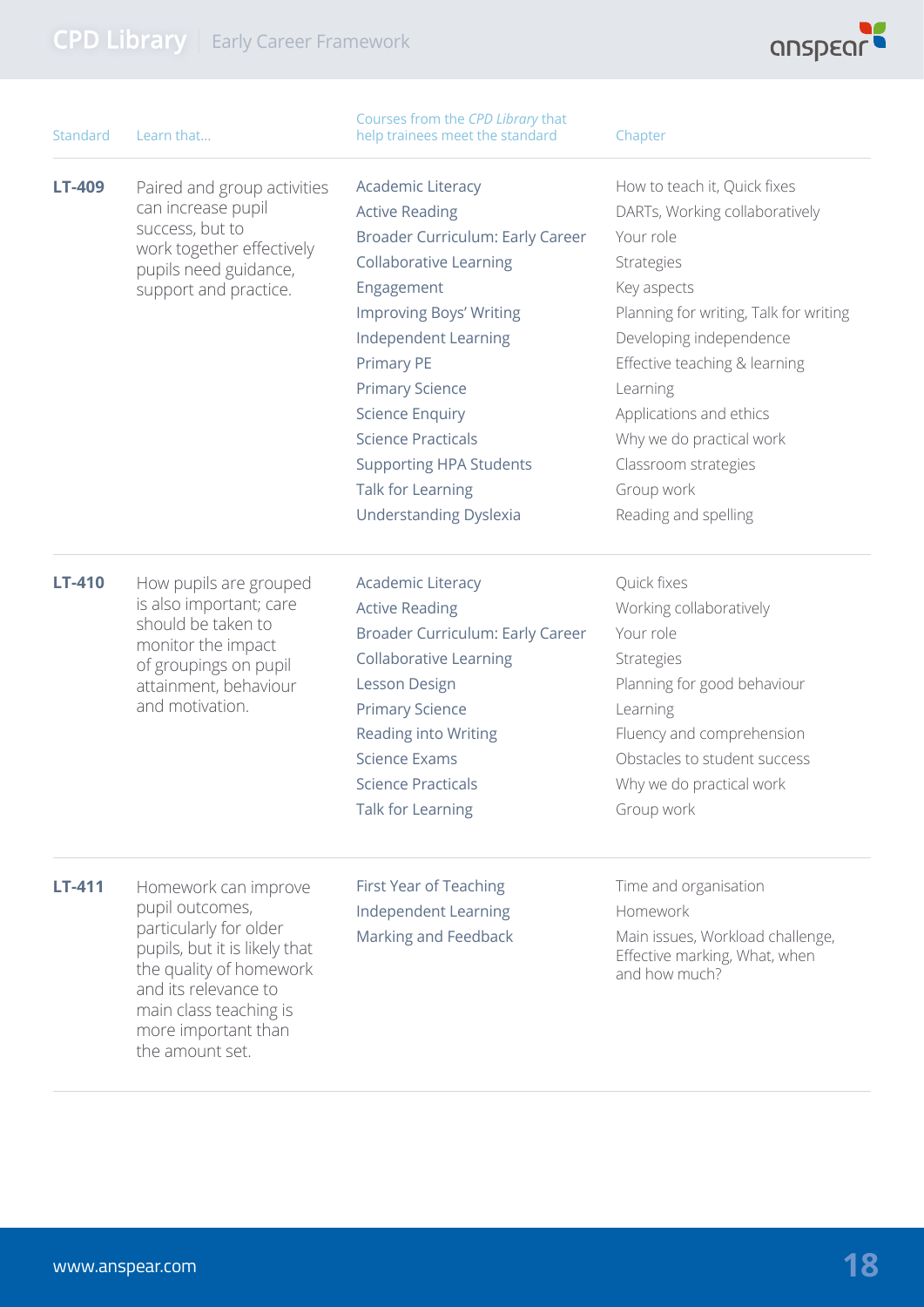| Standard | Learn that... | Courses from the *CPD Library* that help trainees meet the standard | Chapter |
|---|---|---|---|
| **LT-409** | Paired and group activities can increase pupil success, but to work together effectively pupils need guidance, support and practice. | Academic Literacy | How to teach it, Quick fixes |
| | | Active Reading | DARTs, Working collaboratively |
| | | Broader Curriculum: Early Career | Your role |
| | | Collaborative Learning | Strategies |
| | | Engagement | Key aspects |
| | | Improving Boys' Writing | Planning for writing, Talk for writing |
| | | Independent Learning | Developing independence |
| | | Primary PE | Effective teaching & learning |
| | | Primary Science | Learning |
| | | Science Enquiry | Applications and ethics |
| | | Science Practicals | Why we do practical work |
| | | Supporting HPA Students | Classroom strategies |
| | | Talk for Learning | Group work |
| | | Understanding Dyslexia | Reading and spelling |
| **LT-410** | How pupils are grouped is also important; care should be taken to monitor the impact of groupings on pupil attainment, behaviour and motivation. | Academic Literacy | Quick fixes |
| | | Active Reading | Working collaboratively |
| | | Broader Curriculum: Early Career | Your role |
| | | Collaborative Learning | Strategies |
| | | Lesson Design | Planning for good behaviour |
| | | Primary Science | Learning |
| | | Reading into Writing | Fluency and comprehension |
| | | Science Exams | Obstacles to student success |
| | | Science Practicals | Why we do practical work |
| | | Talk for Learning | Group work |
| **LT-411** | Homework can improve pupil outcomes, particularly for older pupils, but it is likely that the quality of homework and its relevance to main class teaching is more important than the amount set. | First Year of Teaching | Time and organisation |
| | | Independent Learning | Homework |
| | | Marking and Feedback | Main issues, Workload challenge, Effective marking, What, when and how much? |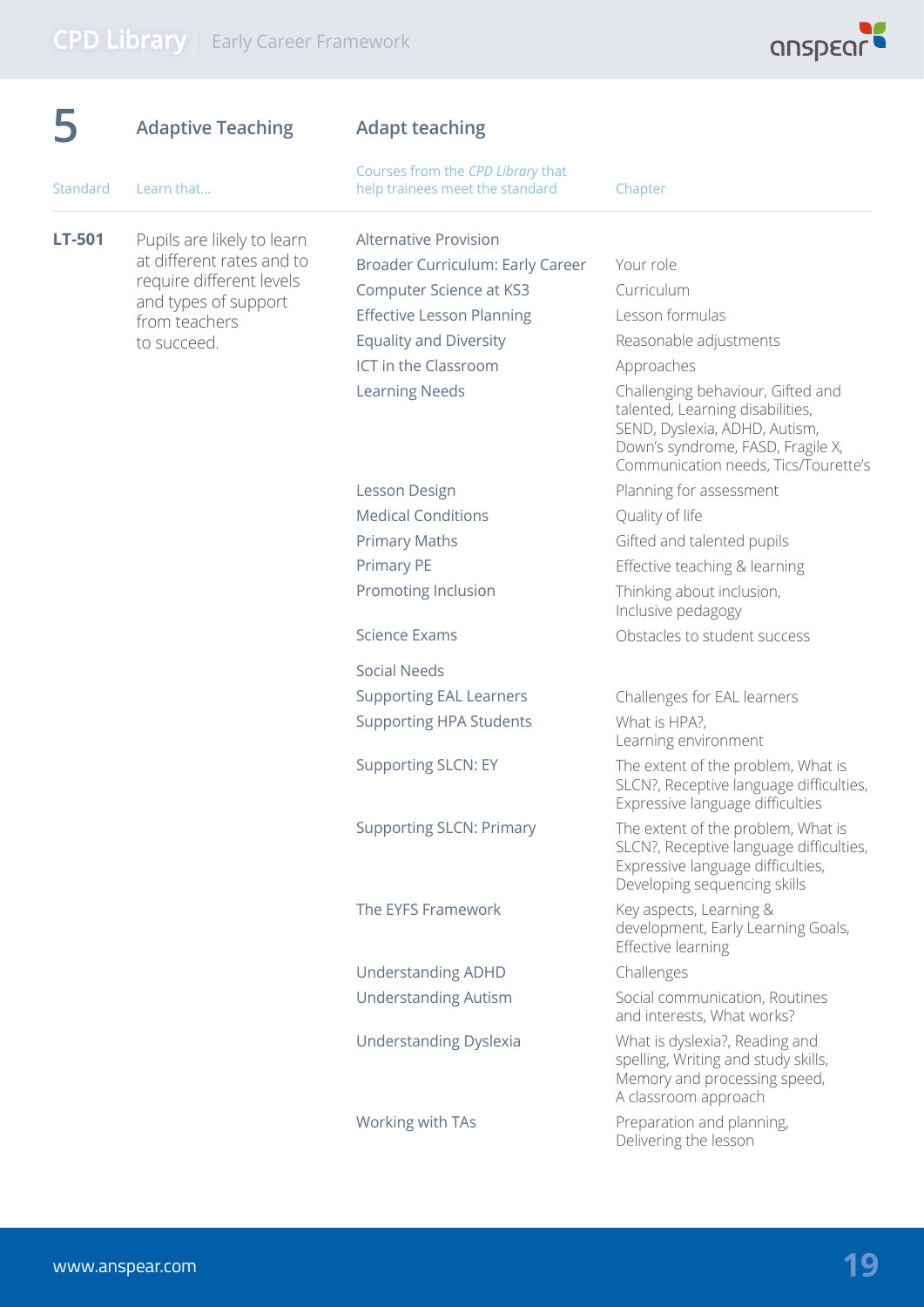## 5 Adaptive Teaching — Adapt teaching

| Standard | Learn that... | Courses from the *CPD Library* that help trainees meet the standard | Chapter |
|---|---|---|---|
| **LT-501** | Pupils are likely to learn at different rates and to require different levels and types of support from teachers to succeed. | Alternative Provision | |
| | | Broader Curriculum: Early Career | Your role |
| | | Computer Science at KS3 | Curriculum |
| | | Effective Lesson Planning | Lesson formulas |
| | | Equality and Diversity | Reasonable adjustments |
| | | ICT in the Classroom | Approaches |
| | | Learning Needs | Challenging behaviour, Gifted and talented, Learning disabilities, SEND, Dyslexia, ADHD, Autism, Down's syndrome, FASD, Fragile X, Communication needs, Tics/Tourette's |
| | | Lesson Design | Planning for assessment |
| | | Medical Conditions | Quality of life |
| | | Primary Maths | Gifted and talented pupils |
| | | Primary PE | Effective teaching & learning |
| | | Promoting Inclusion | Thinking about inclusion, Inclusive pedagogy |
| | | Science Exams | Obstacles to student success |
| | | Social Needs | |
| | | Supporting EAL Learners | Challenges for EAL learners |
| | | Supporting HPA Students | What is HPA?, Learning environment |
| | | Supporting SLCN: EY | The extent of the problem, What is SLCN?, Receptive language difficulties, Expressive language difficulties |
| | | Supporting SLCN: Primary | The extent of the problem, What is SLCN?, Receptive language difficulties, Expressive language difficulties, Developing sequencing skills |
| | | The EYFS Framework | Key aspects, Learning & development, Early Learning Goals, Effective learning |
| | | Understanding ADHD | Challenges |
| | | Understanding Autism | Social communication, Routines and interests, What works? |
| | | Understanding Dyslexia | What is dyslexia?, Reading and spelling, Writing and study skills, Memory and processing speed, A classroom approach |
| | | Working with TAs | Preparation and planning, Delivering the lesson |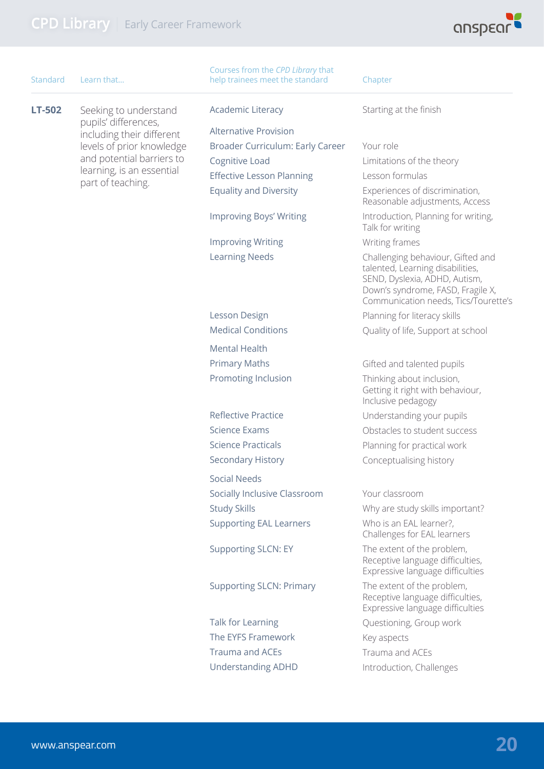| Standard | Learn that... | Courses from the *CPD Library* that help trainees meet the standard | Chapter |
|---|---|---|---|
| **LT-502** | Seeking to understand pupils' differences, including their different levels of prior knowledge and potential barriers to learning, is an essential part of teaching. | Academic Literacy | Starting at the finish |
| | | Alternative Provision | |
| | | Broader Curriculum: Early Career | Your role |
| | | Cognitive Load | Limitations of the theory |
| | | Effective Lesson Planning | Lesson formulas |
| | | Equality and Diversity | Experiences of discrimination, Reasonable adjustments, Access |
| | | Improving Boys' Writing | Introduction, Planning for writing, Talk for writing |
| | | Improving Writing | Writing frames |
| | | Learning Needs | Challenging behaviour, Gifted and talented, Learning disabilities, SEND, Dyslexia, ADHD, Autism, Down's syndrome, FASD, Fragile X, Communication needs, Tics/Tourette's |
| | | Lesson Design | Planning for literacy skills |
| | | Medical Conditions | Quality of life, Support at school |
| | | Mental Health | |
| | | Primary Maths | Gifted and talented pupils |
| | | Promoting Inclusion | Thinking about inclusion, Getting it right with behaviour, Inclusive pedagogy |
| | | Reflective Practice | Understanding your pupils |
| | | Science Exams | Obstacles to student success |
| | | Science Practicals | Planning for practical work |
| | | Secondary History | Conceptualising history |
| | | Social Needs | |
| | | Socially Inclusive Classroom | Your classroom |
| | | Study Skills | Why are study skills important? |
| | | Supporting EAL Learners | Who is an EAL learner?, Challenges for EAL learners |
| | | Supporting SLCN: EY | The extent of the problem, Receptive language difficulties, Expressive language difficulties |
| | | Supporting SLCN: Primary | The extent of the problem, Receptive language difficulties, Expressive language difficulties |
| | | Talk for Learning | Questioning, Group work |
| | | The EYFS Framework | Key aspects |
| | | Trauma and ACEs | Trauma and ACEs |
| | | Understanding ADHD | Introduction, Challenges |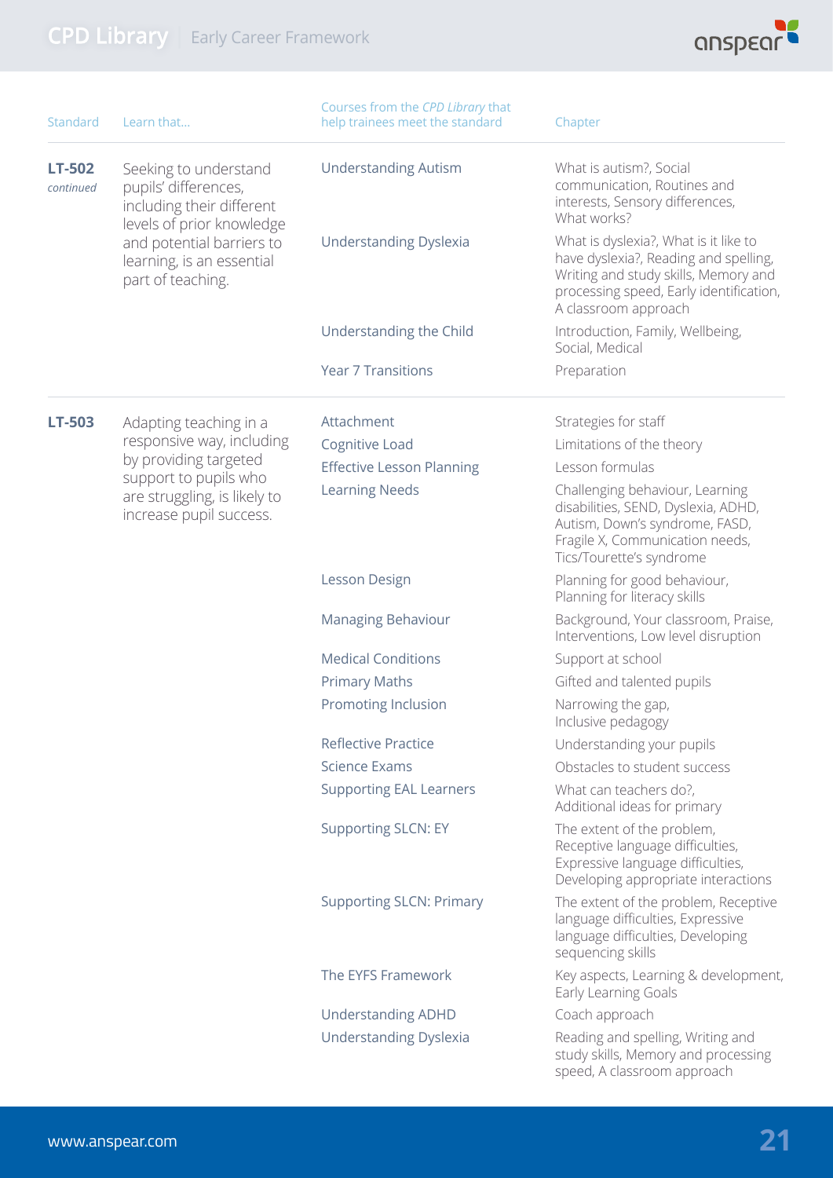| Standard | Learn that... | Courses from the *CPD Library* that help trainees meet the standard | Chapter |
|---|---|---|---|
| **LT-502** *continued* | Seeking to understand pupils' differences, including their different levels of prior knowledge and potential barriers to learning, is an essential part of teaching. | Understanding Autism | What is autism?, Social communication, Routines and interests, Sensory differences, What works? |
| | | Understanding Dyslexia | What is dyslexia?, What is it like to have dyslexia?, Reading and spelling, Writing and study skills, Memory and processing speed, Early identification, A classroom approach |
| | | Understanding the Child | Introduction, Family, Wellbeing, Social, Medical |
| | | Year 7 Transitions | Preparation |
| **LT-503** | Adapting teaching in a responsive way, including by providing targeted support to pupils who are struggling, is likely to increase pupil success. | Attachment | Strategies for staff |
| | | Cognitive Load | Limitations of the theory |
| | | Effective Lesson Planning | Lesson formulas |
| | | Learning Needs | Challenging behaviour, Learning disabilities, SEND, Dyslexia, ADHD, Autism, Down's syndrome, FASD, Fragile X, Communication needs, Tics/Tourette's syndrome |
| | | Lesson Design | Planning for good behaviour, Planning for literacy skills |
| | | Managing Behaviour | Background, Your classroom, Praise, Interventions, Low level disruption |
| | | Medical Conditions | Support at school |
| | | Primary Maths | Gifted and talented pupils |
| | | Promoting Inclusion | Narrowing the gap, Inclusive pedagogy |
| | | Reflective Practice | Understanding your pupils |
| | | Science Exams | Obstacles to student success |
| | | Supporting EAL Learners | What can teachers do?, Additional ideas for primary |
| | | Supporting SLCN: EY | The extent of the problem, Receptive language difficulties, Expressive language difficulties, Developing appropriate interactions |
| | | Supporting SLCN: Primary | The extent of the problem, Receptive language difficulties, Expressive language difficulties, Developing sequencing skills |
| | | The EYFS Framework | Key aspects, Learning & development, Early Learning Goals |
| | | Understanding ADHD | Coach approach |
| | | Understanding Dyslexia | Reading and spelling, Writing and study skills, Memory and processing speed, A classroom approach |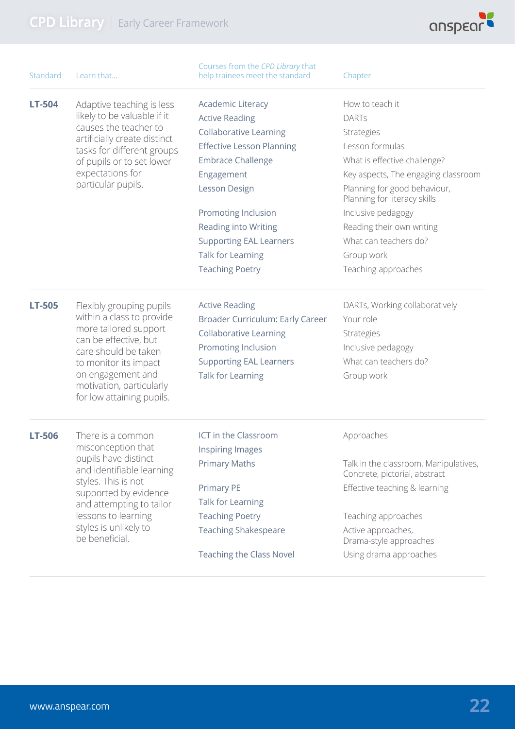| Standard | Learn that... | Courses from the *CPD Library* that help trainees meet the standard | Chapter |
|---|---|---|---|
| **LT-504** | Adaptive teaching is less likely to be valuable if it causes the teacher to artificially create distinct tasks for different groups of pupils or to set lower expectations for particular pupils. | Academic Literacy | How to teach it |
| | | Active Reading | DARTs |
| | | Collaborative Learning | Strategies |
| | | Effective Lesson Planning | Lesson formulas |
| | | Embrace Challenge | What is effective challenge? |
| | | Engagement | Key aspects, The engaging classroom |
| | | Lesson Design | Planning for good behaviour, Planning for literacy skills |
| | | Promoting Inclusion | Inclusive pedagogy |
| | | Reading into Writing | Reading their own writing |
| | | Supporting EAL Learners | What can teachers do? |
| | | Talk for Learning | Group work |
| | | Teaching Poetry | Teaching approaches |
| **LT-505** | Flexibly grouping pupils within a class to provide more tailored support can be effective, but care should be taken to monitor its impact on engagement and motivation, particularly for low attaining pupils. | Active Reading | DARTs, Working collaboratively |
| | | Broader Curriculum: Early Career | Your role |
| | | Collaborative Learning | Strategies |
| | | Promoting Inclusion | Inclusive pedagogy |
| | | Supporting EAL Learners | What can teachers do? |
| | | Talk for Learning | Group work |
| **LT-506** | There is a common misconception that pupils have distinct and identifiable learning styles. This is not supported by evidence and attempting to tailor lessons to learning styles is unlikely to be beneficial. | ICT in the Classroom | Approaches |
| | | Inspiring Images | |
| | | Primary Maths | Talk in the classroom, Manipulatives, Concrete, pictorial, abstract |
| | | Primary PE | Effective teaching & learning |
| | | Talk for Learning | |
| | | Teaching Poetry | Teaching approaches |
| | | Teaching Shakespeare | Active approaches, Drama-style approaches |
| | | Teaching the Class Novel | Using drama approaches |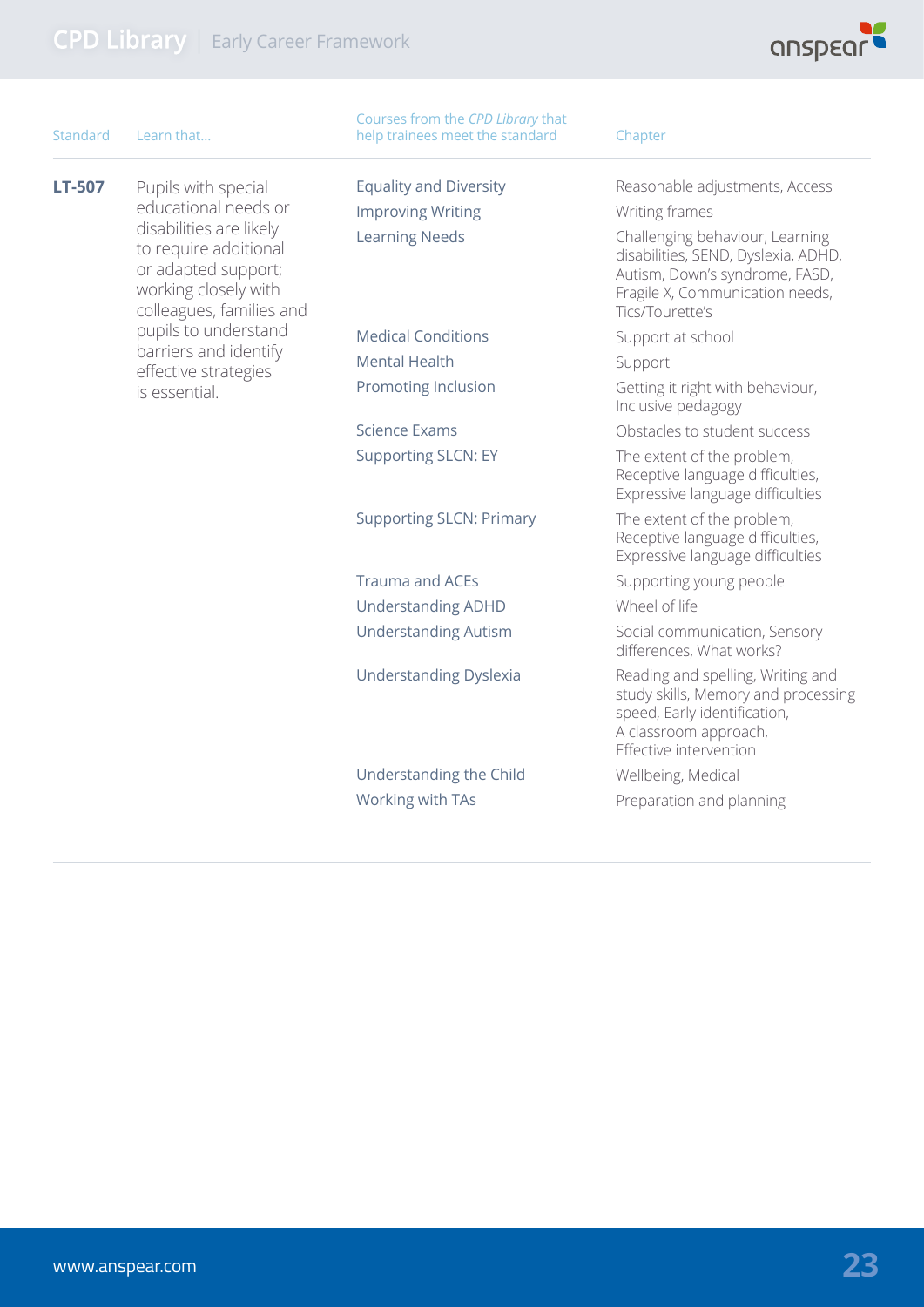| Standard | Learn that... | Courses from the *CPD Library* that help trainees meet the standard | Chapter |
|---|---|---|---|
| **LT-507** | Pupils with special educational needs or disabilities are likely to require additional or adapted support; working closely with colleagues, families and pupils to understand barriers and identify effective strategies is essential. | Equality and Diversity | Reasonable adjustments, Access |
| | | Improving Writing | Writing frames |
| | | Learning Needs | Challenging behaviour, Learning disabilities, SEND, Dyslexia, ADHD, Autism, Down's syndrome, FASD, Fragile X, Communication needs, Tics/Tourette's |
| | | Medical Conditions | Support at school |
| | | Mental Health | Support |
| | | Promoting Inclusion | Getting it right with behaviour, Inclusive pedagogy |
| | | Science Exams | Obstacles to student success |
| | | Supporting SLCN: EY | The extent of the problem, Receptive language difficulties, Expressive language difficulties |
| | | Supporting SLCN: Primary | The extent of the problem, Receptive language difficulties, Expressive language difficulties |
| | | Trauma and ACEs | Supporting young people |
| | | Understanding ADHD | Wheel of life |
| | | Understanding Autism | Social communication, Sensory differences, What works? |
| | | Understanding Dyslexia | Reading and spelling, Writing and study skills, Memory and processing speed, Early identification, A classroom approach, Effective intervention |
| | | Understanding the Child | Wellbeing, Medical |
| | | Working with TAs | Preparation and planning |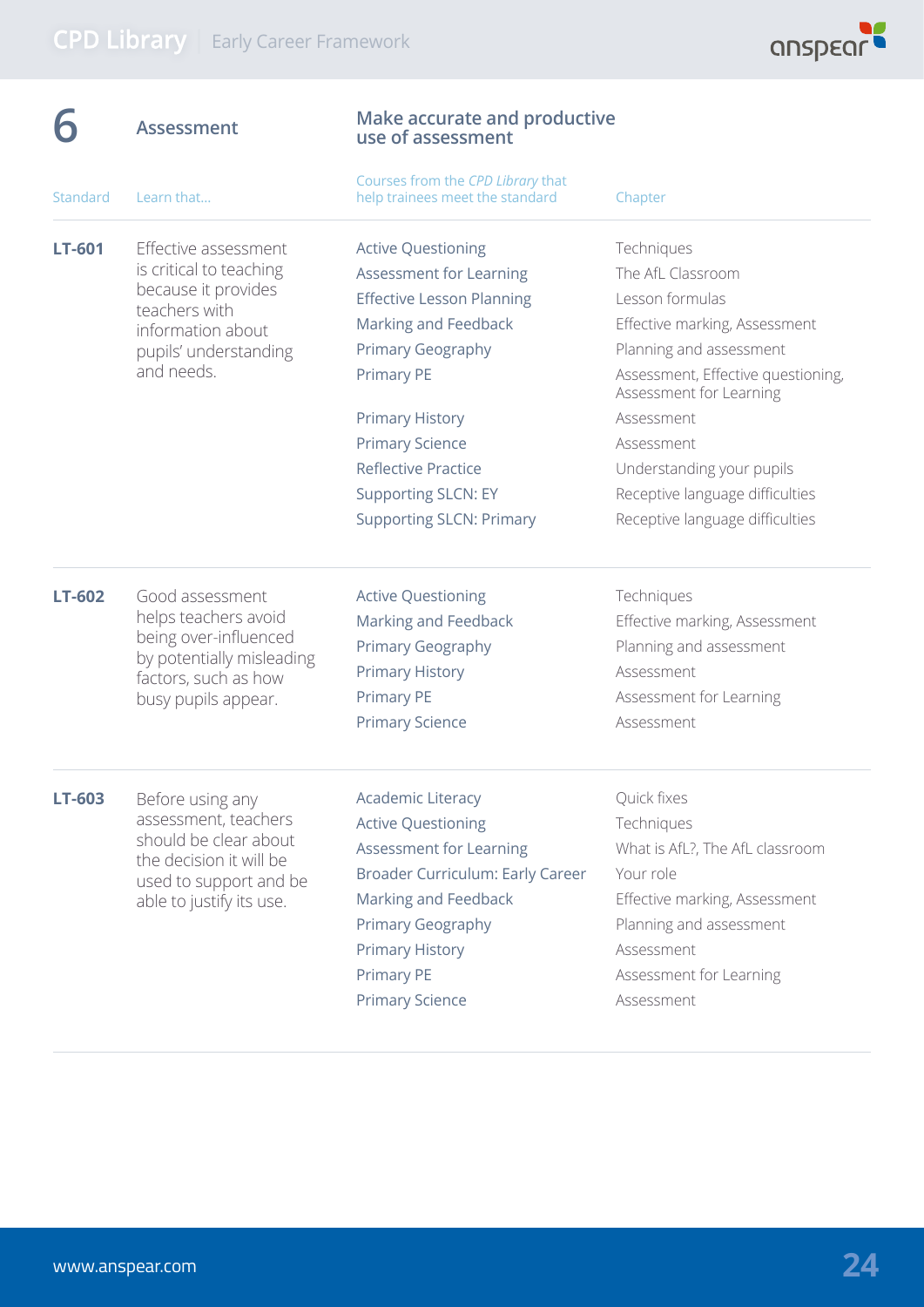## 6 Assessment

### Make accurate and productive use of assessment

| Standard | Learn that... | Courses from the *CPD Library* that help trainees meet the standard | Chapter |
|---|---|---|---|
| **LT-601** | Effective assessment is critical to teaching because it provides teachers with information about pupils' understanding and needs. | Active Questioning | Techniques |
| | | Assessment for Learning | The AfL Classroom |
| | | Effective Lesson Planning | Lesson formulas |
| | | Marking and Feedback | Effective marking, Assessment |
| | | Primary Geography | Planning and assessment |
| | | Primary PE | Assessment, Effective questioning, Assessment for Learning |
| | | Primary History | Assessment |
| | | Primary Science | Assessment |
| | | Reflective Practice | Understanding your pupils |
| | | Supporting SLCN: EY | Receptive language difficulties |
| | | Supporting SLCN: Primary | Receptive language difficulties |
| **LT-602** | Good assessment helps teachers avoid being over-influenced by potentially misleading factors, such as how busy pupils appear. | Active Questioning | Techniques |
| | | Marking and Feedback | Effective marking, Assessment |
| | | Primary Geography | Planning and assessment |
| | | Primary History | Assessment |
| | | Primary PE | Assessment for Learning |
| | | Primary Science | Assessment |
| **LT-603** | Before using any assessment, teachers should be clear about the decision it will be used to support and be able to justify its use. | Academic Literacy | Quick fixes |
| | | Active Questioning | Techniques |
| | | Assessment for Learning | What is AfL?, The AfL classroom |
| | | Broader Curriculum: Early Career | Your role |
| | | Marking and Feedback | Effective marking, Assessment |
| | | Primary Geography | Planning and assessment |
| | | Primary History | Assessment |
| | | Primary PE | Assessment for Learning |
| | | Primary Science | Assessment |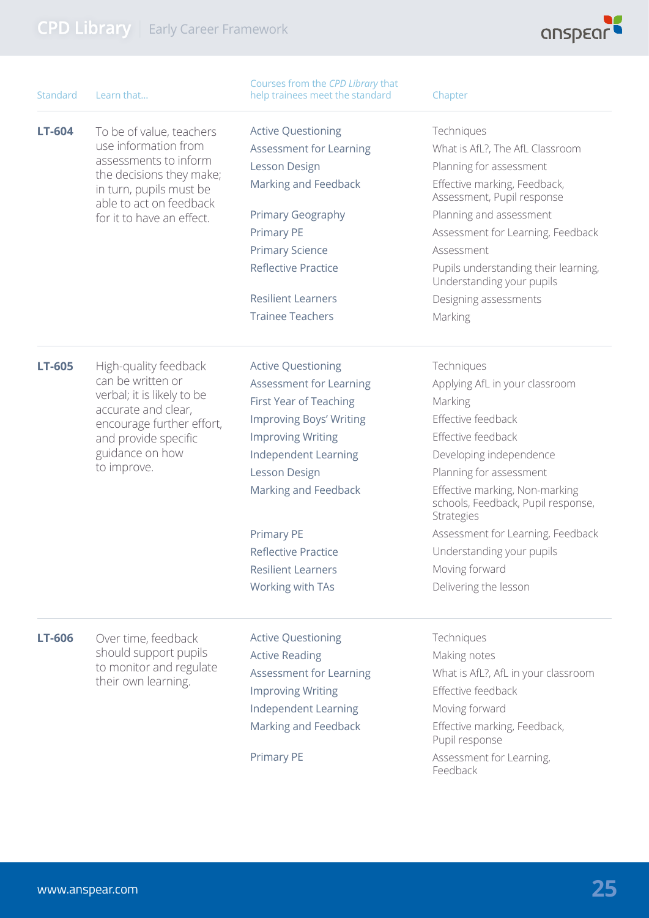| Standard | Learn that... | Courses from the *CPD Library* that help trainees meet the standard | Chapter |
|---|---|---|---|
| **LT-604** | To be of value, teachers use information from assessments to inform the decisions they make; in turn, pupils must be able to act on feedback for it to have an effect. | Active Questioning | Techniques |
| | | Assessment for Learning | What is AfL?, The AfL Classroom |
| | | Lesson Design | Planning for assessment |
| | | Marking and Feedback | Effective marking, Feedback, Assessment, Pupil response |
| | | Primary Geography | Planning and assessment |
| | | Primary PE | Assessment for Learning, Feedback |
| | | Primary Science | Assessment |
| | | Reflective Practice | Pupils understanding their learning, Understanding your pupils |
| | | Resilient Learners | Designing assessments |
| | | Trainee Teachers | Marking |
| **LT-605** | High-quality feedback can be written or verbal; it is likely to be accurate and clear, encourage further effort, and provide specific guidance on how to improve. | Active Questioning | Techniques |
| | | Assessment for Learning | Applying AfL in your classroom |
| | | First Year of Teaching | Marking |
| | | Improving Boys' Writing | Effective feedback |
| | | Improving Writing | Effective feedback |
| | | Independent Learning | Developing independence |
| | | Lesson Design | Planning for assessment |
| | | Marking and Feedback | Effective marking, Non-marking schools, Feedback, Pupil response, Strategies |
| | | Primary PE | Assessment for Learning, Feedback |
| | | Reflective Practice | Understanding your pupils |
| | | Resilient Learners | Moving forward |
| | | Working with TAs | Delivering the lesson |
| **LT-606** | Over time, feedback should support pupils to monitor and regulate their own learning. | Active Questioning | Techniques |
| | | Active Reading | Making notes |
| | | Assessment for Learning | What is AfL?, AfL in your classroom |
| | | Improving Writing | Effective feedback |
| | | Independent Learning | Moving forward |
| | | Marking and Feedback | Effective marking, Feedback, Pupil response |
| | | Primary PE | Assessment for Learning, Feedback |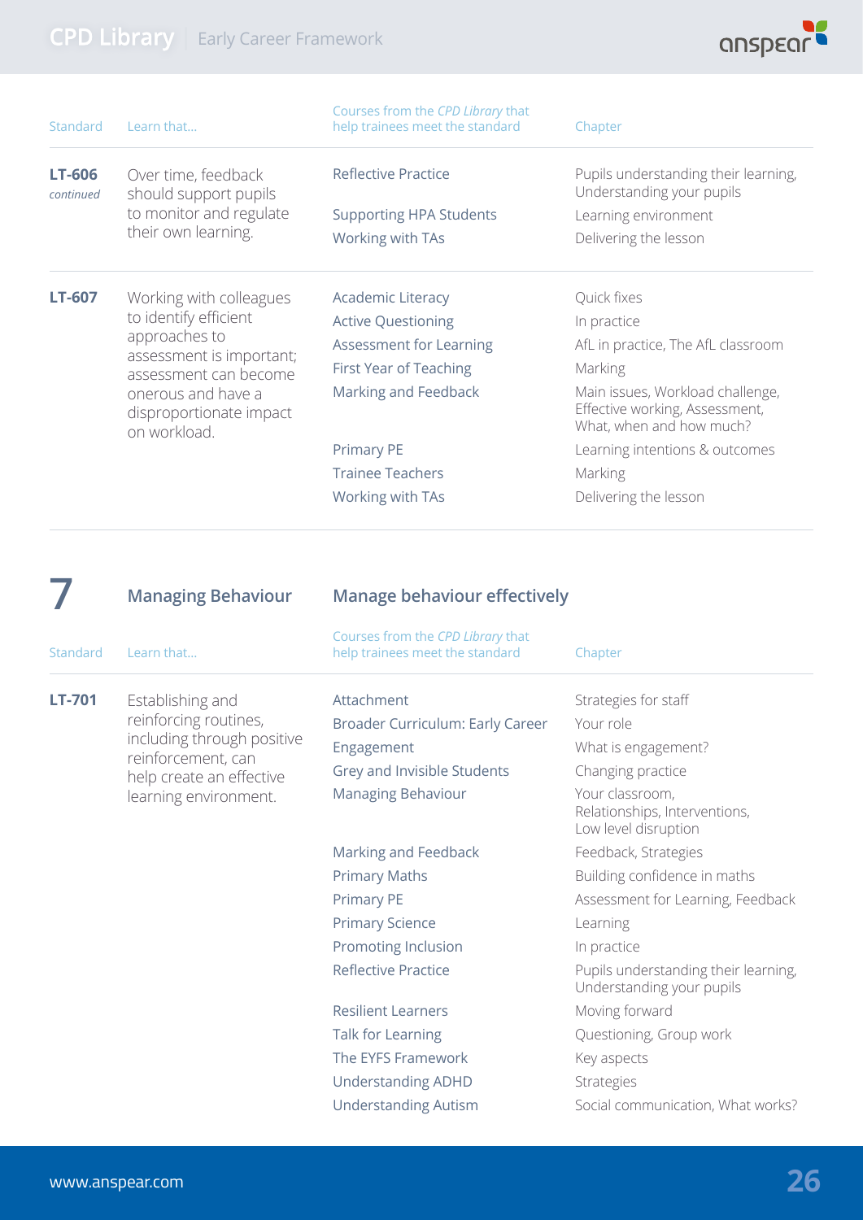| Standard | Learn that... | Courses from the *CPD Library* that help trainees meet the standard | Chapter |
|---|---|---|---|
| **LT-606** *continued* | Over time, feedback should support pupils to monitor and regulate their own learning. | Reflective Practice | Pupils understanding their learning, Understanding your pupils |
| | | Supporting HPA Students | Learning environment |
| | | Working with TAs | Delivering the lesson |
| **LT-607** | Working with colleagues to identify efficient approaches to assessment is important; assessment can become onerous and have a disproportionate impact on workload. | Academic Literacy | Quick fixes |
| | | Active Questioning | In practice |
| | | Assessment for Learning | AfL in practice, The AfL classroom |
| | | First Year of Teaching | Marking |
| | | Marking and Feedback | Main issues, Workload challenge, Effective working, Assessment, What, when and how much? |
| | | Primary PE | Learning intentions & outcomes |
| | | Trainee Teachers | Marking |
| | | Working with TAs | Delivering the lesson |

## 7 Managing Behaviour — Manage behaviour effectively

| Standard | Learn that... | Courses from the *CPD Library* that help trainees meet the standard | Chapter |
|---|---|---|---|
| **LT-701** | Establishing and reinforcing routines, including through positive reinforcement, can help create an effective learning environment. | Attachment | Strategies for staff |
| | | Broader Curriculum: Early Career | Your role |
| | | Engagement | What is engagement? |
| | | Grey and Invisible Students | Changing practice |
| | | Managing Behaviour | Your classroom, Relationships, Interventions, Low level disruption |
| | | Marking and Feedback | Feedback, Strategies |
| | | Primary Maths | Building confidence in maths |
| | | Primary PE | Assessment for Learning, Feedback |
| | | Primary Science | Learning |
| | | Promoting Inclusion | In practice |
| | | Reflective Practice | Pupils understanding their learning, Understanding your pupils |
| | | Resilient Learners | Moving forward |
| | | Talk for Learning | Questioning, Group work |
| | | The EYFS Framework | Key aspects |
| | | Understanding ADHD | Strategies |
| | | Understanding Autism | Social communication, What works? |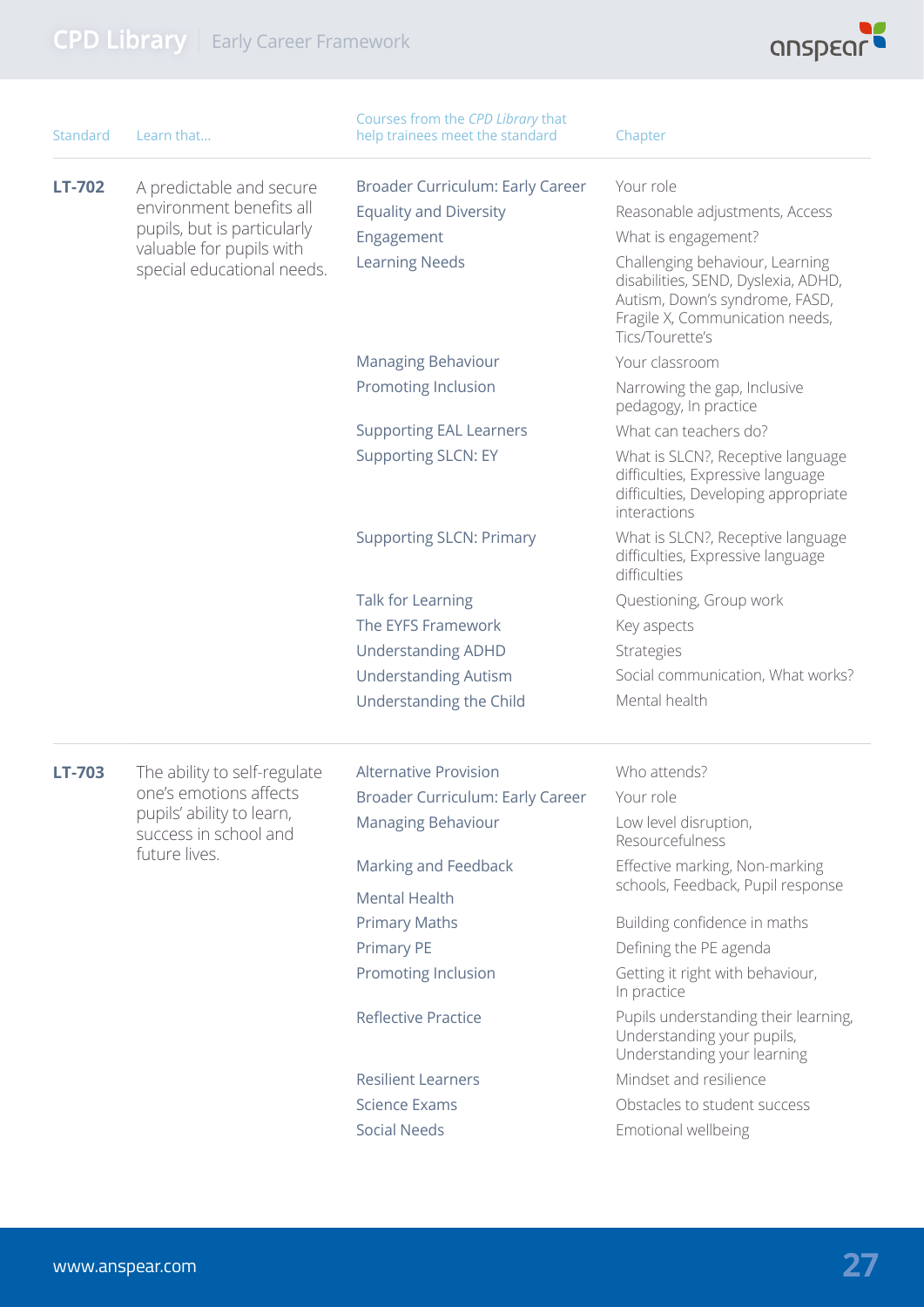| Standard | Learn that... | Courses from the *CPD Library* that help trainees meet the standard | Chapter |
|---|---|---|---|
| **LT-702** | A predictable and secure environment benefits all pupils, but is particularly valuable for pupils with special educational needs. | Broader Curriculum: Early Career | Your role |
| | | Equality and Diversity | Reasonable adjustments, Access |
| | | Engagement | What is engagement? |
| | | Learning Needs | Challenging behaviour, Learning disabilities, SEND, Dyslexia, ADHD, Autism, Down's syndrome, FASD, Fragile X, Communication needs, Tics/Tourette's |
| | | Managing Behaviour | Your classroom |
| | | Promoting Inclusion | Narrowing the gap, Inclusive pedagogy, In practice |
| | | Supporting EAL Learners | What can teachers do? |
| | | Supporting SLCN: EY | What is SLCN?, Receptive language difficulties, Expressive language difficulties, Developing appropriate interactions |
| | | Supporting SLCN: Primary | What is SLCN?, Receptive language difficulties, Expressive language difficulties |
| | | Talk for Learning | Questioning, Group work |
| | | The EYFS Framework | Key aspects |
| | | Understanding ADHD | Strategies |
| | | Understanding Autism | Social communication, What works? |
| | | Understanding the Child | Mental health |
| **LT-703** | The ability to self-regulate one's emotions affects pupils' ability to learn, success in school and future lives. | Alternative Provision | Who attends? |
| | | Broader Curriculum: Early Career | Your role |
| | | Managing Behaviour | Low level disruption, Resourcefulness |
| | | Marking and Feedback | Effective marking, Non-marking schools, Feedback, Pupil response |
| | | Mental Health | |
| | | Primary Maths | Building confidence in maths |
| | | Primary PE | Defining the PE agenda |
| | | Promoting Inclusion | Getting it right with behaviour, In practice |
| | | Reflective Practice | Pupils understanding their learning, Understanding your pupils, Understanding your learning |
| | | Resilient Learners | Mindset and resilience |
| | | Science Exams | Obstacles to student success |
| | | Social Needs | Emotional wellbeing |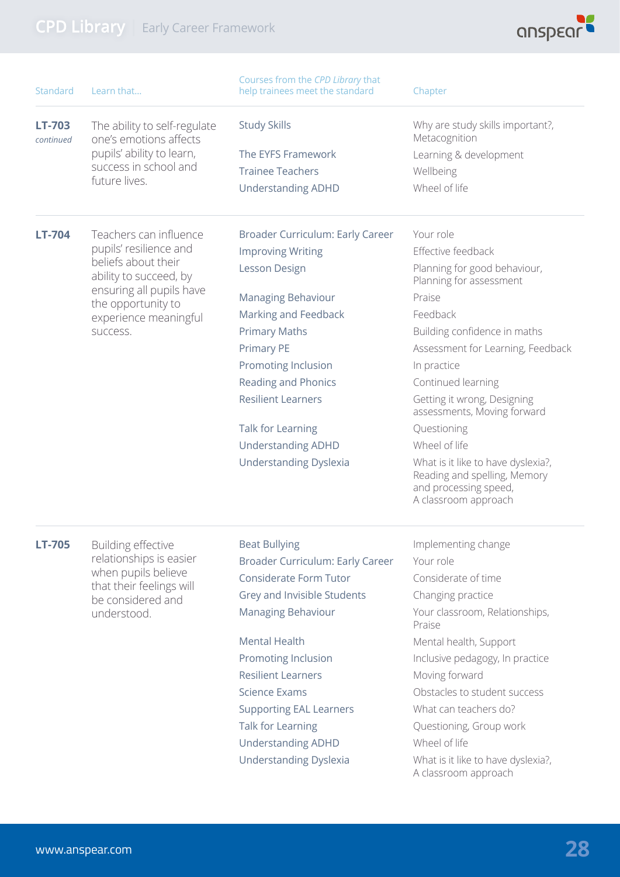| Standard | Learn that... | Courses from the *CPD Library* that help trainees meet the standard | Chapter |
|---|---|---|---|
| **LT-703** *continued* | The ability to self-regulate one's emotions affects pupils' ability to learn, success in school and future lives. | Study Skills | Why are study skills important?, Metacognition |
| | | The EYFS Framework | Learning & development |
| | | Trainee Teachers | Wellbeing |
| | | Understanding ADHD | Wheel of life |
| **LT-704** | Teachers can influence pupils' resilience and beliefs about their ability to succeed, by ensuring all pupils have the opportunity to experience meaningful success. | Broader Curriculum: Early Career | Your role |
| | | Improving Writing | Effective feedback |
| | | Lesson Design | Planning for good behaviour, Planning for assessment |
| | | Managing Behaviour | Praise |
| | | Marking and Feedback | Feedback |
| | | Primary Maths | Building confidence in maths |
| | | Primary PE | Assessment for Learning, Feedback |
| | | Promoting Inclusion | In practice |
| | | Reading and Phonics | Continued learning |
| | | Resilient Learners | Getting it wrong, Designing assessments, Moving forward |
| | | Talk for Learning | Questioning |
| | | Understanding ADHD | Wheel of life |
| | | Understanding Dyslexia | What is it like to have dyslexia?, Reading and spelling, Memory and processing speed, A classroom approach |
| **LT-705** | Building effective relationships is easier when pupils believe that their feelings will be considered and understood. | Beat Bullying | Implementing change |
| | | Broader Curriculum: Early Career | Your role |
| | | Considerate Form Tutor | Considerate of time |
| | | Grey and Invisible Students | Changing practice |
| | | Managing Behaviour | Your classroom, Relationships, Praise |
| | | Mental Health | Mental health, Support |
| | | Promoting Inclusion | Inclusive pedagogy, In practice |
| | | Resilient Learners | Moving forward |
| | | Science Exams | Obstacles to student success |
| | | Supporting EAL Learners | What can teachers do? |
| | | Talk for Learning | Questioning, Group work |
| | | Understanding ADHD | Wheel of life |
| | | Understanding Dyslexia | What is it like to have dyslexia?, A classroom approach |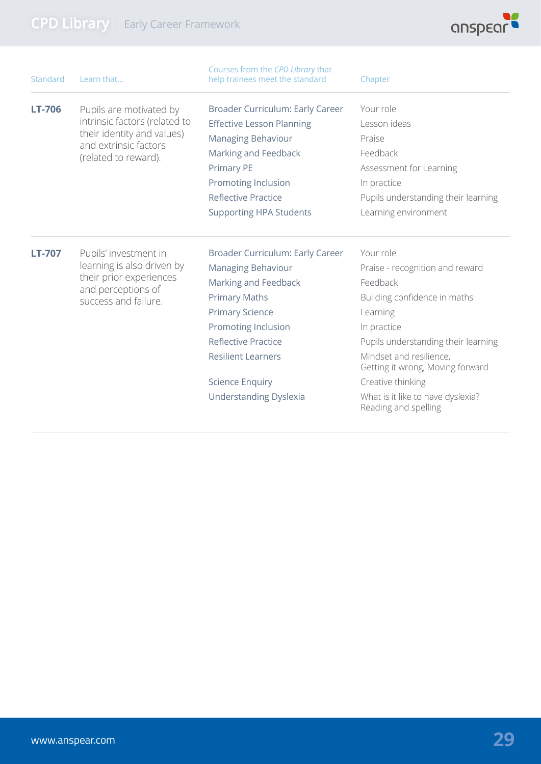| Standard | Learn that... | Courses from the *CPD Library* that help trainees meet the standard | Chapter |
|---|---|---|---|
| **LT-706** | Pupils are motivated by intrinsic factors (related to their identity and values) and extrinsic factors (related to reward). | Broader Curriculum: Early Career | Your role |
| | | Effective Lesson Planning | Lesson ideas |
| | | Managing Behaviour | Praise |
| | | Marking and Feedback | Feedback |
| | | Primary PE | Assessment for Learning |
| | | Promoting Inclusion | In practice |
| | | Reflective Practice | Pupils understanding their learning |
| | | Supporting HPA Students | Learning environment |
| **LT-707** | Pupils' investment in learning is also driven by their prior experiences and perceptions of success and failure. | Broader Curriculum: Early Career | Your role |
| | | Managing Behaviour | Praise - recognition and reward |
| | | Marking and Feedback | Feedback |
| | | Primary Maths | Building confidence in maths |
| | | Primary Science | Learning |
| | | Promoting Inclusion | In practice |
| | | Reflective Practice | Pupils understanding their learning |
| | | Resilient Learners | Mindset and resilience, Getting it wrong, Moving forward |
| | | Science Enquiry | Creative thinking |
| | | Understanding Dyslexia | What is it like to have dyslexia? Reading and spelling |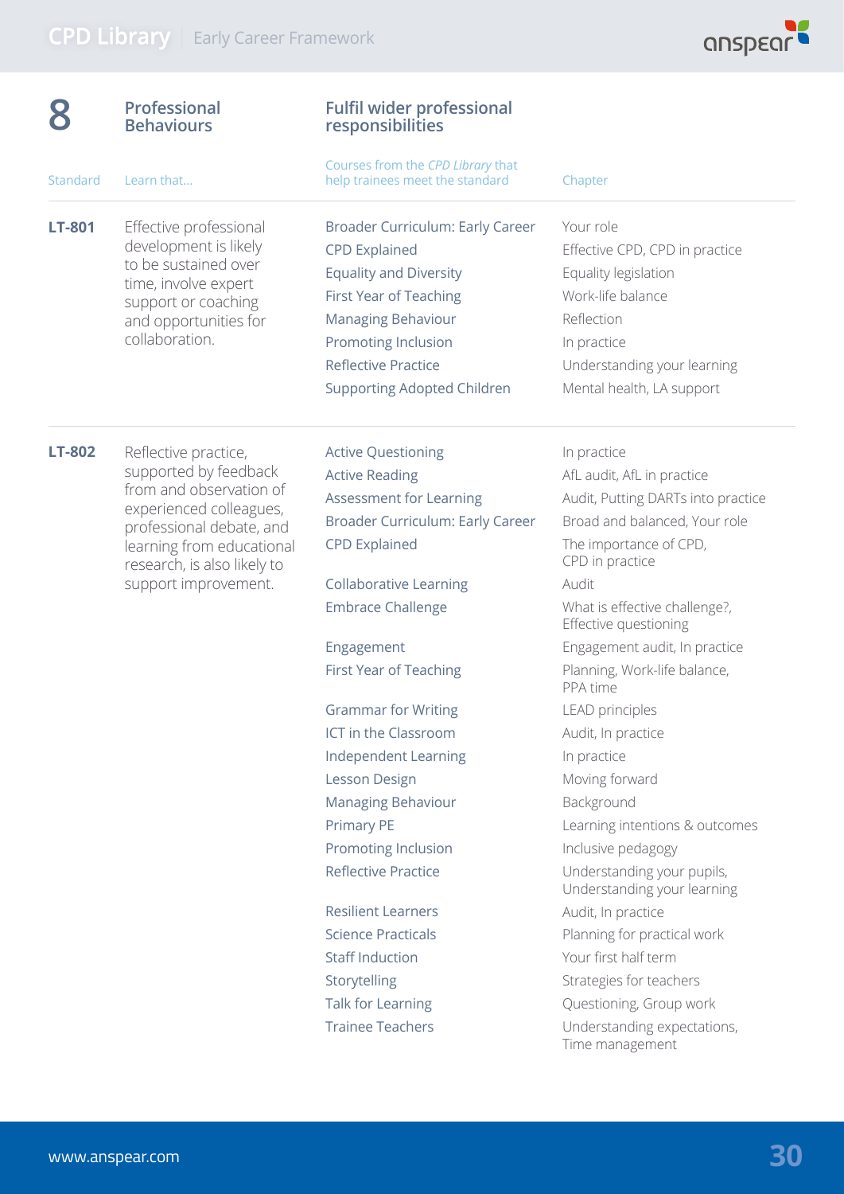## 8 Professional Behaviours

### Fulfil wider professional responsibilities

| Standard | Learn that... | Courses from the *CPD Library* that help trainees meet the standard | Chapter |
|---|---|---|---|
| **LT-801** | Effective professional development is likely to be sustained over time, involve expert support or coaching and opportunities for collaboration. | Broader Curriculum: Early Career | Your role |
| | | CPD Explained | Effective CPD, CPD in practice |
| | | Equality and Diversity | Equality legislation |
| | | First Year of Teaching | Work-life balance |
| | | Managing Behaviour | Reflection |
| | | Promoting Inclusion | In practice |
| | | Reflective Practice | Understanding your learning |
| | | Supporting Adopted Children | Mental health, LA support |
| **LT-802** | Reflective practice, supported by feedback from and observation of experienced colleagues, professional debate, and learning from educational research, is also likely to support improvement. | Active Questioning | In practice |
| | | Active Reading | AfL audit, AfL in practice |
| | | Assessment for Learning | Audit, Putting DARTs into practice |
| | | Broader Curriculum: Early Career | Broad and balanced, Your role |
| | | CPD Explained | The importance of CPD, CPD in practice |
| | | Collaborative Learning | Audit |
| | | Embrace Challenge | What is effective challenge?, Effective questioning |
| | | Engagement | Engagement audit, In practice |
| | | First Year of Teaching | Planning, Work-life balance, PPA time |
| | | Grammar for Writing | LEAD principles |
| | | ICT in the Classroom | Audit, In practice |
| | | Independent Learning | In practice |
| | | Lesson Design | Moving forward |
| | | Managing Behaviour | Background |
| | | Primary PE | Learning intentions & outcomes |
| | | Promoting Inclusion | Inclusive pedagogy |
| | | Reflective Practice | Understanding your pupils, Understanding your learning |
| | | Resilient Learners | Audit, In practice |
| | | Science Practicals | Planning for practical work |
| | | Staff Induction | Your first half term |
| | | Storytelling | Strategies for teachers |
| | | Talk for Learning | Questioning, Group work |
| | | Trainee Teachers | Understanding expectations, Time management |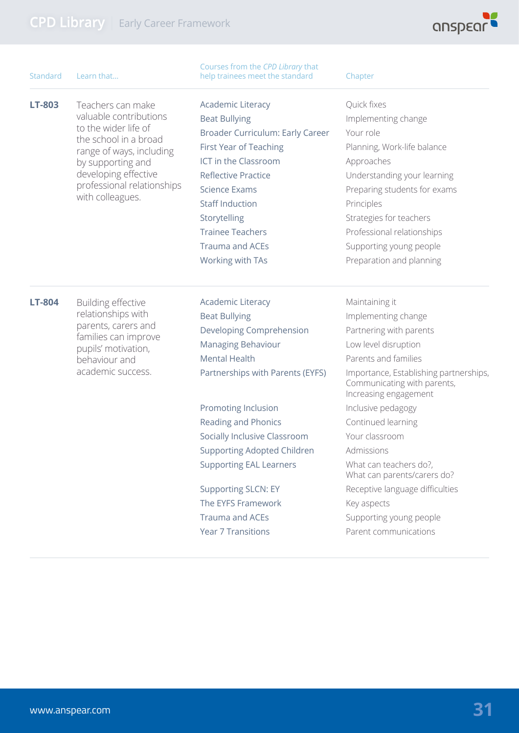| Standard | Learn that... | Courses from the *CPD Library* that help trainees meet the standard | Chapter |
|---|---|---|---|
| **LT-803** | Teachers can make valuable contributions to the wider life of the school in a broad range of ways, including by supporting and developing effective professional relationships with colleagues. | Academic Literacy | Quick fixes |
| | | Beat Bullying | Implementing change |
| | | Broader Curriculum: Early Career | Your role |
| | | First Year of Teaching | Planning, Work-life balance |
| | | ICT in the Classroom | Approaches |
| | | Reflective Practice | Understanding your learning |
| | | Science Exams | Preparing students for exams |
| | | Staff Induction | Principles |
| | | Storytelling | Strategies for teachers |
| | | Trainee Teachers | Professional relationships |
| | | Trauma and ACEs | Supporting young people |
| | | Working with TAs | Preparation and planning |
| **LT-804** | Building effective relationships with parents, carers and families can improve pupils' motivation, behaviour and academic success. | Academic Literacy | Maintaining it |
| | | Beat Bullying | Implementing change |
| | | Developing Comprehension | Partnering with parents |
| | | Managing Behaviour | Low level disruption |
| | | Mental Health | Parents and families |
| | | Partnerships with Parents (EYFS) | Importance, Establishing partnerships, Communicating with parents, Increasing engagement |
| | | Promoting Inclusion | Inclusive pedagogy |
| | | Reading and Phonics | Continued learning |
| | | Socially Inclusive Classroom | Your classroom |
| | | Supporting Adopted Children | Admissions |
| | | Supporting EAL Learners | What can teachers do?, What can parents/carers do? |
| | | Supporting SLCN: EY | Receptive language difficulties |
| | | The EYFS Framework | Key aspects |
| | | Trauma and ACEs | Supporting young people |
| | | Year 7 Transitions | Parent communications |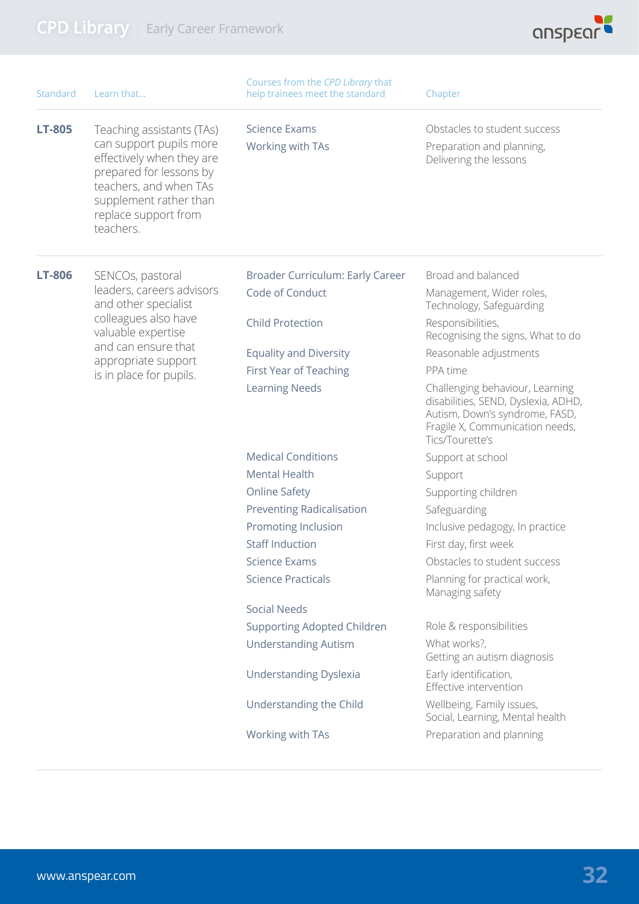| Standard | Learn that... | Courses from the *CPD Library* that help trainees meet the standard | Chapter |
|---|---|---|---|
| **LT-805** | Teaching assistants (TAs) can support pupils more effectively when they are prepared for lessons by teachers, and when TAs supplement rather than replace support from teachers. | Science Exams | Obstacles to student success |
| | | Working with TAs | Preparation and planning, Delivering the lessons |
| **LT-806** | SENCOs, pastoral leaders, careers advisors and other specialist colleagues also have valuable expertise and can ensure that appropriate support is in place for pupils. | Broader Curriculum: Early Career | Broad and balanced |
| | | Code of Conduct | Management, Wider roles, Technology, Safeguarding |
| | | Child Protection | Responsibilities, Recognising the signs, What to do |
| | | Equality and Diversity | Reasonable adjustments |
| | | First Year of Teaching | PPA time |
| | | Learning Needs | Challenging behaviour, Learning disabilities, SEND, Dyslexia, ADHD, Autism, Down's syndrome, FASD, Fragile X, Communication needs, Tics/Tourette's |
| | | Medical Conditions | Support at school |
| | | Mental Health | Support |
| | | Online Safety | Supporting children |
| | | Preventing Radicalisation | Safeguarding |
| | | Promoting Inclusion | Inclusive pedagogy, In practice |
| | | Staff Induction | First day, first week |
| | | Science Exams | Obstacles to student success |
| | | Science Practicals | Planning for practical work, Managing safety |
| | | Social Needs | |
| | | Supporting Adopted Children | Role & responsibilities |
| | | Understanding Autism | What works?, Getting an autism diagnosis |
| | | Understanding Dyslexia | Early identification, Effective intervention |
| | | Understanding the Child | Wellbeing, Family issues, Social, Learning, Mental health |
| | | Working with TAs | Preparation and planning |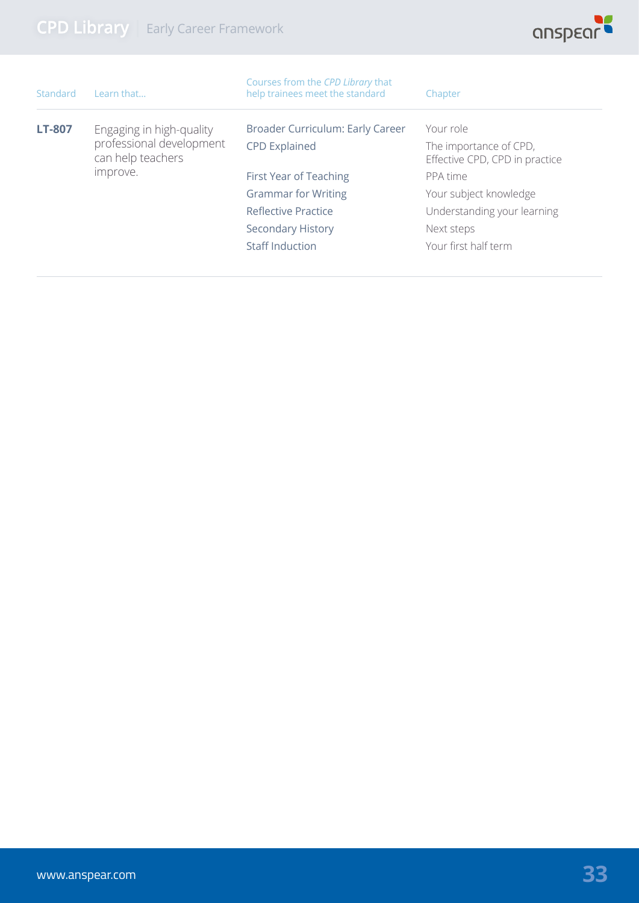| Standard | Learn that... | Courses from the *CPD Library* that help trainees meet the standard | Chapter |
|---|---|---|---|
| **LT-807** | Engaging in high-quality professional development can help teachers improve. | Broader Curriculum: Early Career | Your role |
| | | CPD Explained | The importance of CPD, Effective CPD, CPD in practice |
| | | First Year of Teaching | PPA time |
| | | Grammar for Writing | Your subject knowledge |
| | | Reflective Practice | Understanding your learning |
| | | Secondary History | Next steps |
| | | Staff Induction | Your first half term |